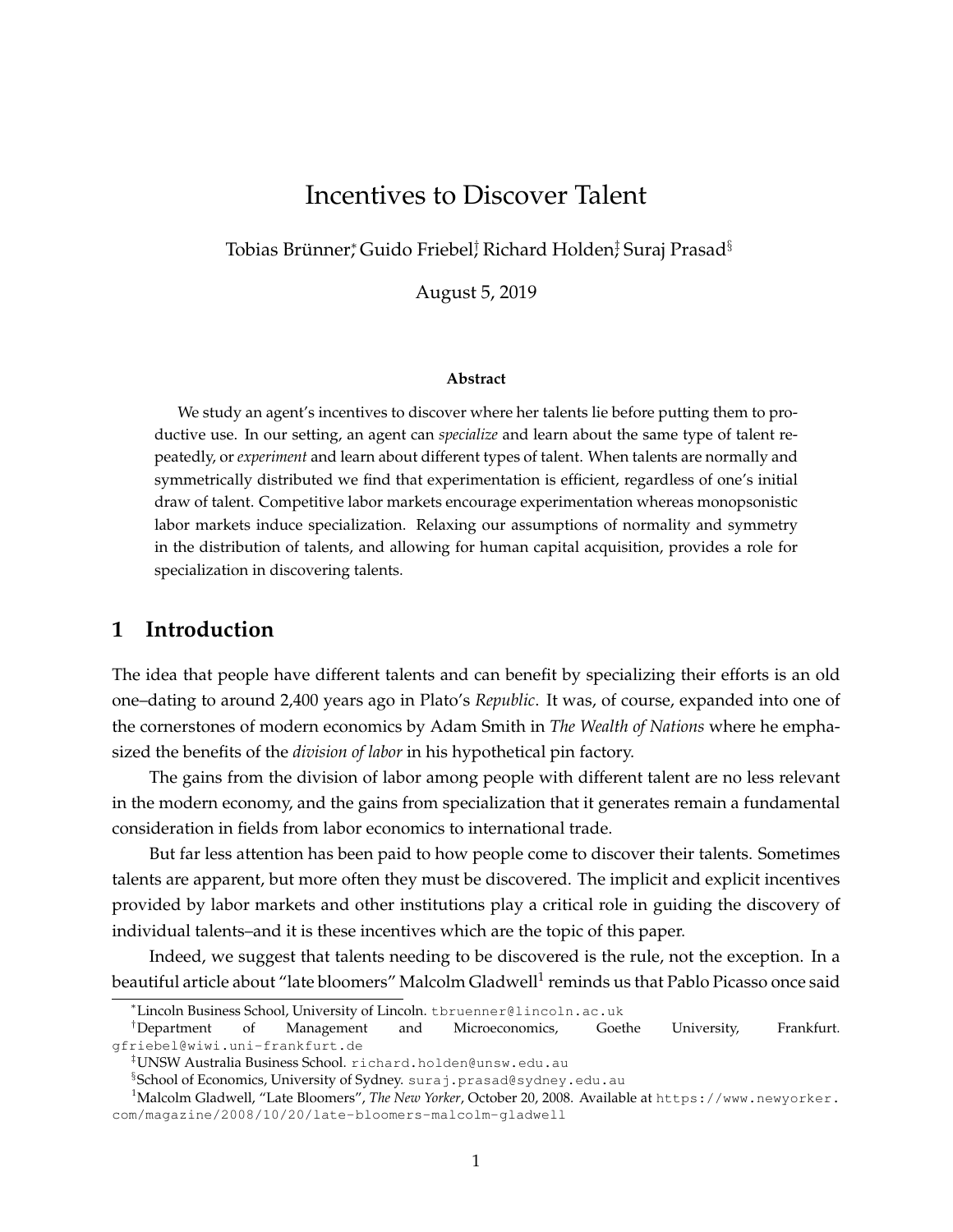# Incentives to Discover Talent

Tobias Brünner[*], Guido Friebel[†], Richard Holden[‡], Suraj Prasad[§]

August 5, 2019

**Abstract**

We study an agent's incentives to discover where her talents lie before putting them to productive use. In our setting, an agent can *specialize* and learn about the same type of talent repeatedly, or *experiment* and learn about different types of talent. When talents are normally and symmetrically distributed we find that experimentation is efficient, regardless of one's initial draw of talent. Competitive labor markets encourage experimentation whereas monopsonistic labor markets induce specialization. Relaxing our assumptions of normality and symmetry in the distribution of talents, and allowing for human capital acquisition, provides a role for specialization in discovering talents.

## 1 Introduction

The idea that people have different talents and can benefit by specializing their efforts is an old one–dating to around 2,400 years ago in Plato's *Republic*. It was, of course, expanded into one of the cornerstones of modern economics by Adam Smith in *The Wealth of Nations* where he emphasized the benefits of the *division of labor* in his hypothetical pin factory.

The gains from the division of labor among people with different talent are no less relevant in the modern economy, and the gains from specialization that it generates remain a fundamental consideration in fields from labor economics to international trade.

But far less attention has been paid to how people come to discover their talents. Sometimes talents are apparent, but more often they must be discovered. The implicit and explicit incentives provided by labor markets and other institutions play a critical role in guiding the discovery of individual talents–and it is these incentives which are the topic of this paper.

Indeed, we suggest that talents needing to be discovered is the rule, not the exception. In a beautiful article about "late bloomers" Malcolm Gladwell[1] reminds us that Pablo Picasso once said

---

[*] Lincoln Business School, University of Lincoln. tbruenner@lincoln.ac.uk

[†] Department of Management and Microeconomics, Goethe University, Frankfurt. gfriebel@wiwi.uni-frankfurt.de

[‡] UNSW Australia Business School. richard.holden@unsw.edu.au

[§] School of Economics, University of Sydney. suraj.prasad@sydney.edu.au

[1] Malcolm Gladwell, "Late Bloomers", *The New Yorker*, October 20, 2008. Available at https://www.newyorker.com/magazine/2008/10/20/late-bloomers-malcolm-gladwell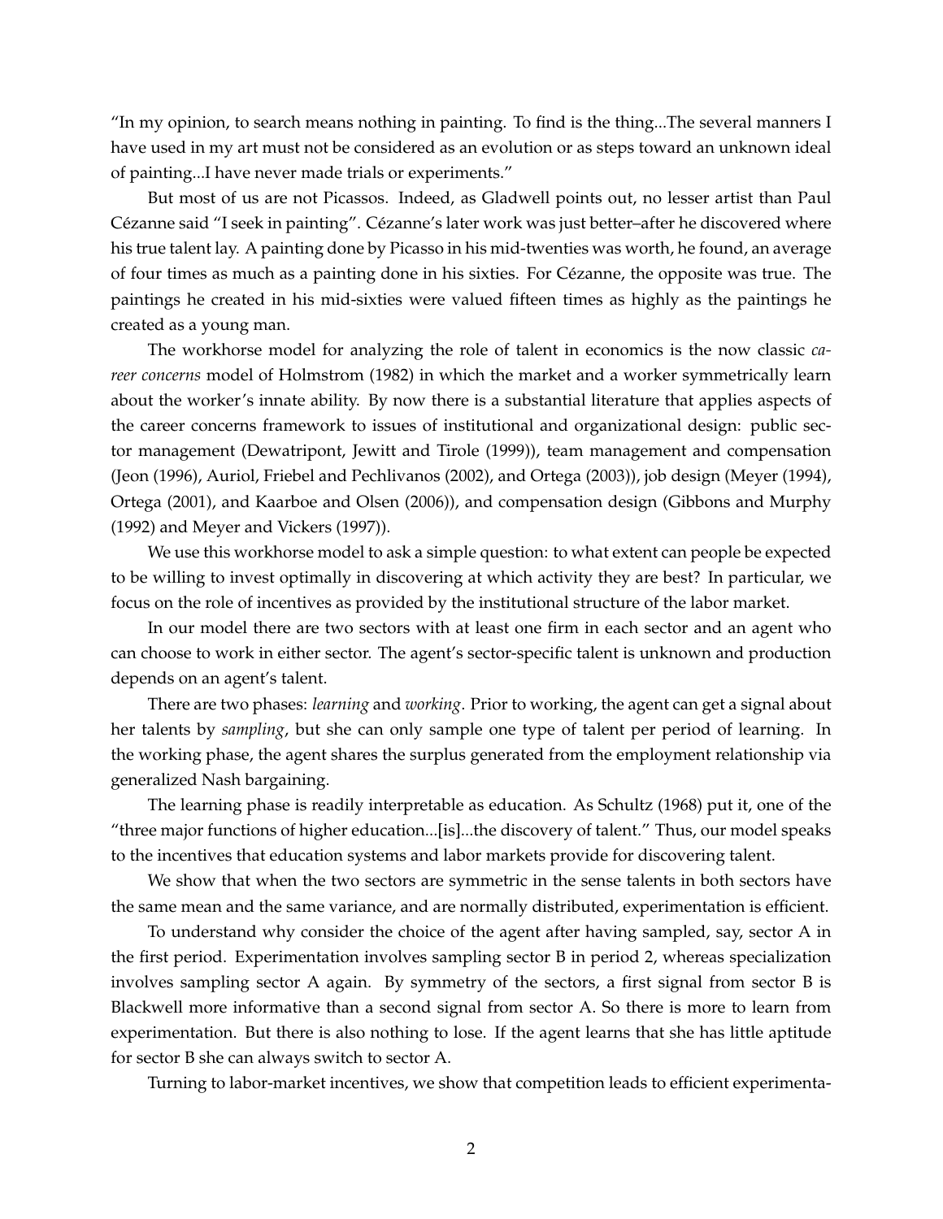"In my opinion, to search means nothing in painting. To find is the thing...The several manners I have used in my art must not be considered as an evolution or as steps toward an unknown ideal of painting...I have never made trials or experiments."

But most of us are not Picassos. Indeed, as Gladwell points out, no lesser artist than Paul Cézanne said "I seek in painting". Cézanne's later work was just better–after he discovered where his true talent lay. A painting done by Picasso in his mid-twenties was worth, he found, an average of four times as much as a painting done in his sixties. For Cézanne, the opposite was true. The paintings he created in his mid-sixties were valued fifteen times as highly as the paintings he created as a young man.

The workhorse model for analyzing the role of talent in economics is the now classic *career concerns* model of Holmstrom (1982) in which the market and a worker symmetrically learn about the worker's innate ability. By now there is a substantial literature that applies aspects of the career concerns framework to issues of institutional and organizational design: public sector management (Dewatripont, Jewitt and Tirole (1999)), team management and compensation (Jeon (1996), Auriol, Friebel and Pechlivanos (2002), and Ortega (2003)), job design (Meyer (1994), Ortega (2001), and Kaarboe and Olsen (2006)), and compensation design (Gibbons and Murphy (1992) and Meyer and Vickers (1997)).

We use this workhorse model to ask a simple question: to what extent can people be expected to be willing to invest optimally in discovering at which activity they are best? In particular, we focus on the role of incentives as provided by the institutional structure of the labor market.

In our model there are two sectors with at least one firm in each sector and an agent who can choose to work in either sector. The agent's sector-specific talent is unknown and production depends on an agent's talent.

There are two phases: *learning* and *working*. Prior to working, the agent can get a signal about her talents by *sampling*, but she can only sample one type of talent per period of learning. In the working phase, the agent shares the surplus generated from the employment relationship via generalized Nash bargaining.

The learning phase is readily interpretable as education. As Schultz (1968) put it, one of the "three major functions of higher education...[is]...the discovery of talent." Thus, our model speaks to the incentives that education systems and labor markets provide for discovering talent.

We show that when the two sectors are symmetric in the sense talents in both sectors have the same mean and the same variance, and are normally distributed, experimentation is efficient.

To understand why consider the choice of the agent after having sampled, say, sector A in the first period. Experimentation involves sampling sector B in period 2, whereas specialization involves sampling sector A again. By symmetry of the sectors, a first signal from sector B is Blackwell more informative than a second signal from sector A. So there is more to learn from experimentation. But there is also nothing to lose. If the agent learns that she has little aptitude for sector B she can always switch to sector A.

Turning to labor-market incentives, we show that competition leads to efficient experimenta-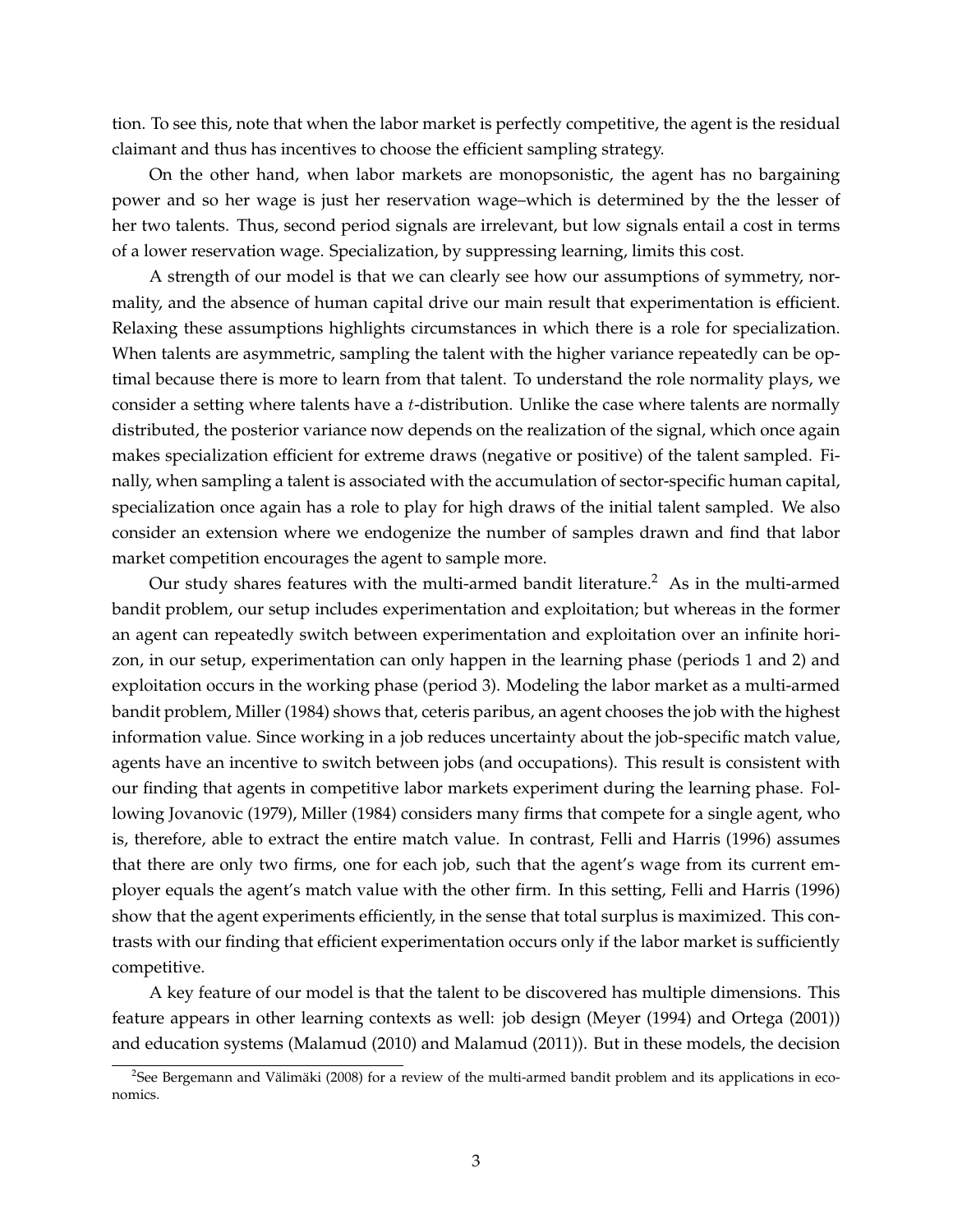tion. To see this, note that when the labor market is perfectly competitive, the agent is the residual claimant and thus has incentives to choose the efficient sampling strategy.

On the other hand, when labor markets are monopsonistic, the agent has no bargaining power and so her wage is just her reservation wage–which is determined by the the lesser of her two talents. Thus, second period signals are irrelevant, but low signals entail a cost in terms of a lower reservation wage. Specialization, by suppressing learning, limits this cost.

A strength of our model is that we can clearly see how our assumptions of symmetry, normality, and the absence of human capital drive our main result that experimentation is efficient. Relaxing these assumptions highlights circumstances in which there is a role for specialization. When talents are asymmetric, sampling the talent with the higher variance repeatedly can be optimal because there is more to learn from that talent. To understand the role normality plays, we consider a setting where talents have a $t$-distribution. Unlike the case where talents are normally distributed, the posterior variance now depends on the realization of the signal, which once again makes specialization efficient for extreme draws (negative or positive) of the talent sampled. Finally, when sampling a talent is associated with the accumulation of sector-specific human capital, specialization once again has a role to play for high draws of the initial talent sampled. We also consider an extension where we endogenize the number of samples drawn and find that labor market competition encourages the agent to sample more.

Our study shares features with the multi-armed bandit literature.[2] As in the multi-armed bandit problem, our setup includes experimentation and exploitation; but whereas in the former an agent can repeatedly switch between experimentation and exploitation over an infinite horizon, in our setup, experimentation can only happen in the learning phase (periods 1 and 2) and exploitation occurs in the working phase (period 3). Modeling the labor market as a multi-armed bandit problem, Miller (1984) shows that, ceteris paribus, an agent chooses the job with the highest information value. Since working in a job reduces uncertainty about the job-specific match value, agents have an incentive to switch between jobs (and occupations). This result is consistent with our finding that agents in competitive labor markets experiment during the learning phase. Following Jovanovic (1979), Miller (1984) considers many firms that compete for a single agent, who is, therefore, able to extract the entire match value. In contrast, Felli and Harris (1996) assumes that there are only two firms, one for each job, such that the agent's wage from its current employer equals the agent's match value with the other firm. In this setting, Felli and Harris (1996) show that the agent experiments efficiently, in the sense that total surplus is maximized. This contrasts with our finding that efficient experimentation occurs only if the labor market is sufficiently competitive.

A key feature of our model is that the talent to be discovered has multiple dimensions. This feature appears in other learning contexts as well: job design (Meyer (1994) and Ortega (2001)) and education systems (Malamud (2010) and Malamud (2011)). But in these models, the decision

[2] See Bergemann and Välimäki (2008) for a review of the multi-armed bandit problem and its applications in economics.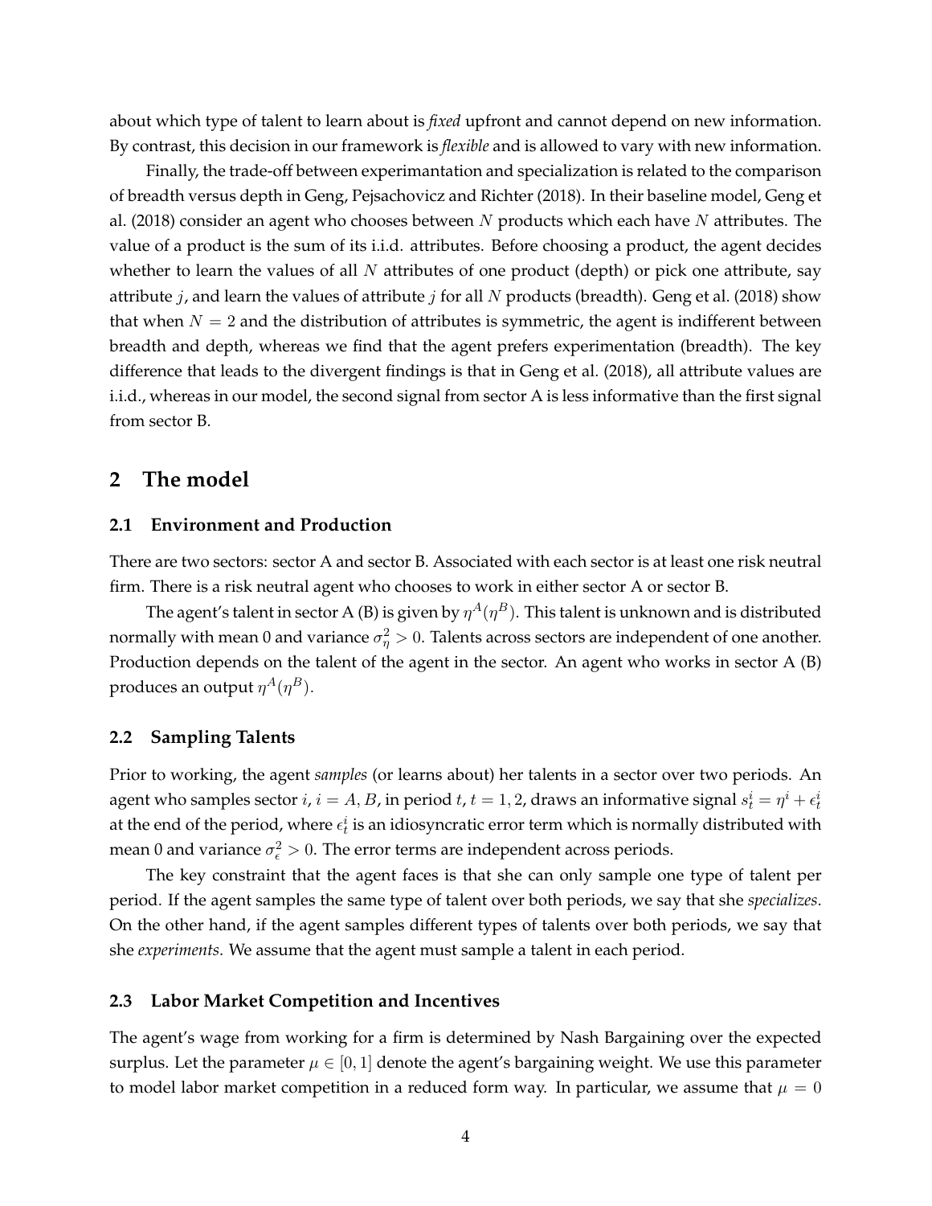about which type of talent to learn about is *fixed* upfront and cannot depend on new information. By contrast, this decision in our framework is *flexible* and is allowed to vary with new information.

Finally, the trade-off between experimantation and specialization is related to the comparison of breadth versus depth in Geng, Pejsachovicz and Richter (2018). In their baseline model, Geng et al. (2018) consider an agent who chooses between $N$ products which each have $N$ attributes. The value of a product is the sum of its i.i.d. attributes. Before choosing a product, the agent decides whether to learn the values of all $N$ attributes of one product (depth) or pick one attribute, say attribute $j$, and learn the values of attribute $j$ for all $N$ products (breadth). Geng et al. (2018) show that when $N = 2$ and the distribution of attributes is symmetric, the agent is indifferent between breadth and depth, whereas we find that the agent prefers experimentation (breadth). The key difference that leads to the divergent findings is that in Geng et al. (2018), all attribute values are i.i.d., whereas in our model, the second signal from sector A is less informative than the first signal from sector B.

## 2 The model

### 2.1 Environment and Production

There are two sectors: sector A and sector B. Associated with each sector is at least one risk neutral firm. There is a risk neutral agent who chooses to work in either sector A or sector B.

The agent's talent in sector A (B) is given by $\eta^A(\eta^B)$. This talent is unknown and is distributed normally with mean 0 and variance $\sigma_\eta^2 > 0$. Talents across sectors are independent of one another. Production depends on the talent of the agent in the sector. An agent who works in sector A (B) produces an output $\eta^A(\eta^B)$.

### 2.2 Sampling Talents

Prior to working, the agent *samples* (or learns about) her talents in a sector over two periods. An agent who samples sector $i$, $i = A, B$, in period $t$, $t = 1, 2$, draws an informative signal $s_t^i = \eta^i + \epsilon_t^i$ at the end of the period, where $\epsilon_t^i$ is an idiosyncratic error term which is normally distributed with mean 0 and variance $\sigma_\epsilon^2 > 0$. The error terms are independent across periods.

The key constraint that the agent faces is that she can only sample one type of talent per period. If the agent samples the same type of talent over both periods, we say that she *specializes*. On the other hand, if the agent samples different types of talents over both periods, we say that she *experiments*. We assume that the agent must sample a talent in each period.

### 2.3 Labor Market Competition and Incentives

The agent's wage from working for a firm is determined by Nash Bargaining over the expected surplus. Let the parameter $\mu \in [0, 1]$ denote the agent's bargaining weight. We use this parameter to model labor market competition in a reduced form way. In particular, we assume that $\mu = 0$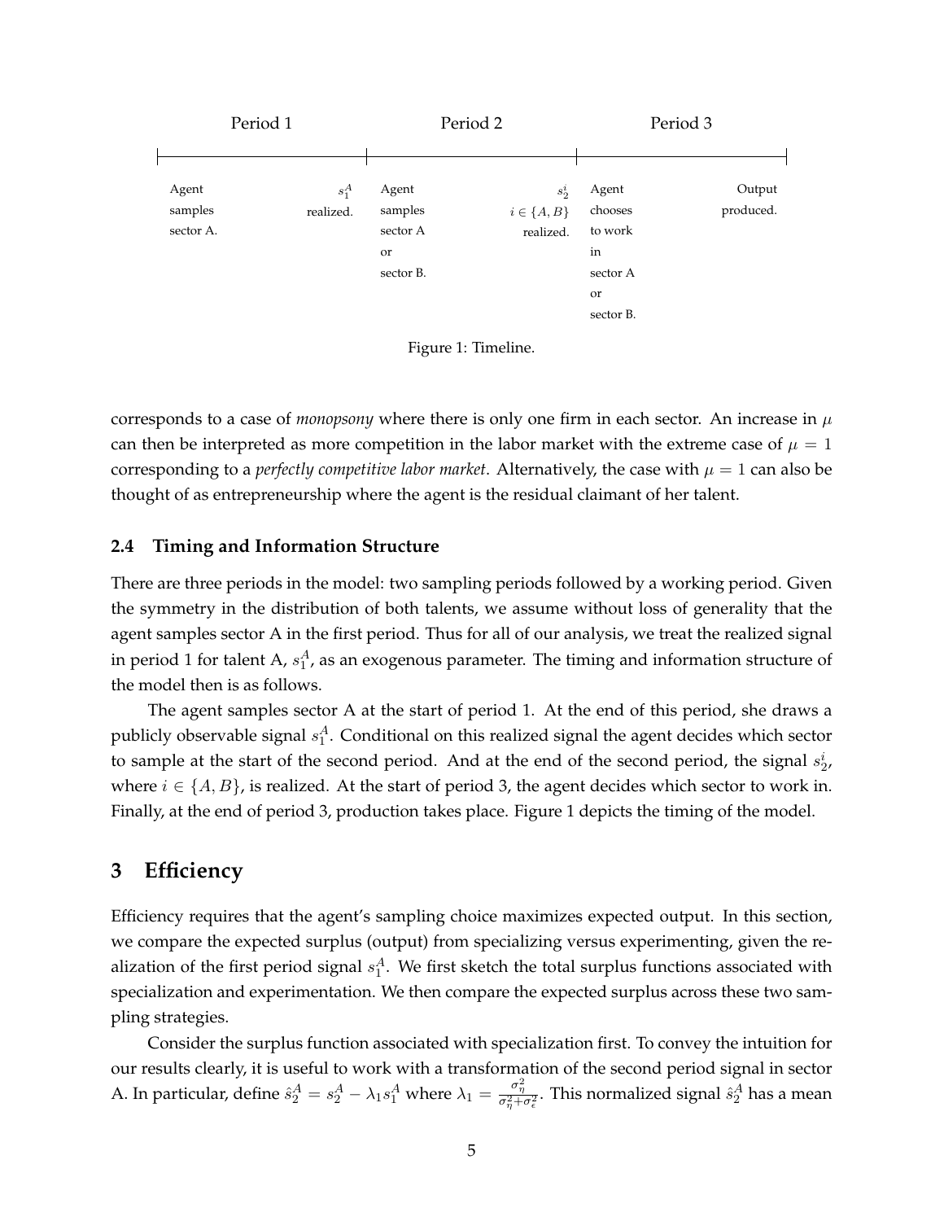| Period 1 | | Period 2 | | Period 3 | |
|---|---|---|---|---|---|
| Agent samples sector A. | $s_1^A$ realized. | Agent samples sector A or sector B. | $s_2^i$ $i \in \{A, B\}$ realized. | Agent chooses to work in sector A or sector B. | Output produced. |

Figure 1: Timeline.

corresponds to a case of *monopsony* where there is only one firm in each sector. An increase in $\mu$ can then be interpreted as more competition in the labor market with the extreme case of $\mu = 1$ corresponding to a *perfectly competitive labor market*. Alternatively, the case with $\mu = 1$ can also be thought of as entrepreneurship where the agent is the residual claimant of her talent.

### 2.4 Timing and Information Structure

There are three periods in the model: two sampling periods followed by a working period. Given the symmetry in the distribution of both talents, we assume without loss of generality that the agent samples sector A in the first period. Thus for all of our analysis, we treat the realized signal in period 1 for talent A, $s_1^A$, as an exogenous parameter. The timing and information structure of the model then is as follows.

The agent samples sector A at the start of period 1. At the end of this period, she draws a publicly observable signal $s_1^A$. Conditional on this realized signal the agent decides which sector to sample at the start of the second period. And at the end of the second period, the signal $s_2^i$, where $i \in \{A, B\}$, is realized. At the start of period 3, the agent decides which sector to work in. Finally, at the end of period 3, production takes place. Figure 1 depicts the timing of the model.

## 3 Efficiency

Efficiency requires that the agent's sampling choice maximizes expected output. In this section, we compare the expected surplus (output) from specializing versus experimenting, given the realization of the first period signal $s_1^A$. We first sketch the total surplus functions associated with specialization and experimentation. We then compare the expected surplus across these two sampling strategies.

Consider the surplus function associated with specialization first. To convey the intuition for our results clearly, it is useful to work with a transformation of the second period signal in sector A. In particular, define $\hat{s}_2^A = s_2^A - \lambda_1 s_1^A$ where $\lambda_1 = \frac{\sigma_\eta^2}{\sigma_\eta^2 + \sigma_\epsilon^2}$. This normalized signal $\hat{s}_2^A$ has a mean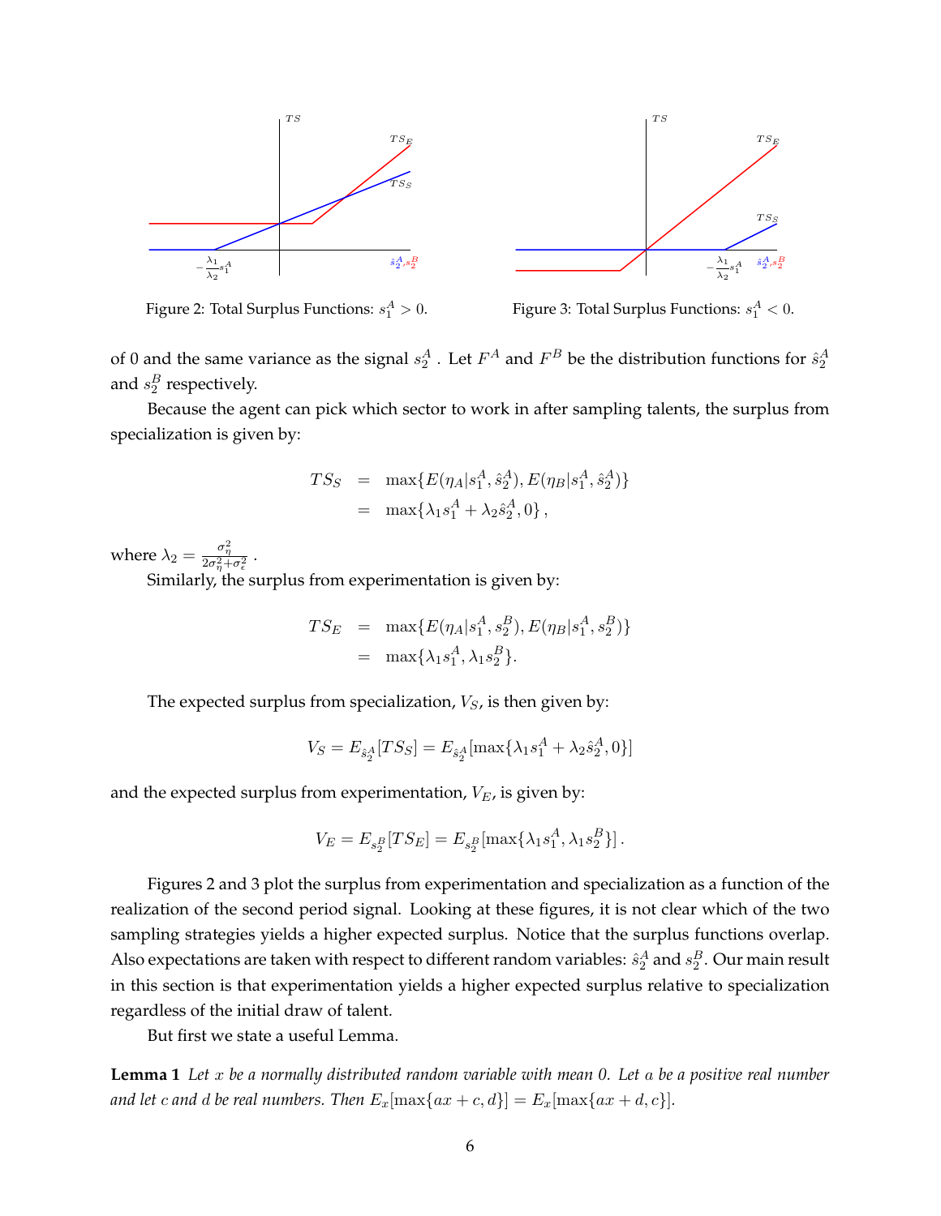Figure 2: Total Surplus Functions: $s_1^A > 0$.

Figure 3: Total Surplus Functions: $s_1^A < 0$.

of 0 and the same variance as the signal $s_2^A$ . Let $F^A$ and $F^B$ be the distribution functions for $\hat{s}_2^A$ and $s_2^B$ respectively.

Because the agent can pick which sector to work in after sampling talents, the surplus from specialization is given by:

$$
\begin{aligned}
TS_S &= \max\{E(\eta_A|s_1^A, \hat{s}_2^A), E(\eta_B|s_1^A, \hat{s}_2^A)\} \\
&= \max\{\lambda_1 s_1^A + \lambda_2 \hat{s}_2^A, 0\},
\end{aligned}
$$

where $\lambda_2 = \frac{\sigma_\eta^2}{2\sigma_\eta^2 + \sigma_\epsilon^2}$ .

Similarly, the surplus from experimentation is given by:

$$
\begin{aligned}
TS_E &= \max\{E(\eta_A|s_1^A, s_2^B), E(\eta_B|s_1^A, s_2^B)\} \\
&= \max\{\lambda_1 s_1^A, \lambda_1 s_2^B\}.
\end{aligned}
$$

The expected surplus from specialization, $V_S$, is then given by:

$$
V_S = E_{\hat{s}_2^A}[TS_S] = E_{\hat{s}_2^A}[\max\{\lambda_1 s_1^A + \lambda_2 \hat{s}_2^A, 0\}]
$$

and the expected surplus from experimentation, $V_E$, is given by:

$$
V_E = E_{s_2^B}[TS_E] = E_{s_2^B}[\max\{\lambda_1 s_1^A, \lambda_1 s_2^B\}].
$$

Figures 2 and 3 plot the surplus from experimentation and specialization as a function of the realization of the second period signal. Looking at these figures, it is not clear which of the two sampling strategies yields a higher expected surplus. Notice that the surplus functions overlap. Also expectations are taken with respect to different random variables: $\hat{s}_2^A$ and $s_2^B$. Our main result in this section is that experimentation yields a higher expected surplus relative to specialization regardless of the initial draw of talent.

But first we state a useful Lemma.

**Lemma 1** *Let $x$ be a normally distributed random variable with mean 0. Let $a$ be a positive real number and let $c$ and $d$ be real numbers. Then $E_x[\max\{ax + c, d\}] = E_x[\max\{ax + d, c\}]$.*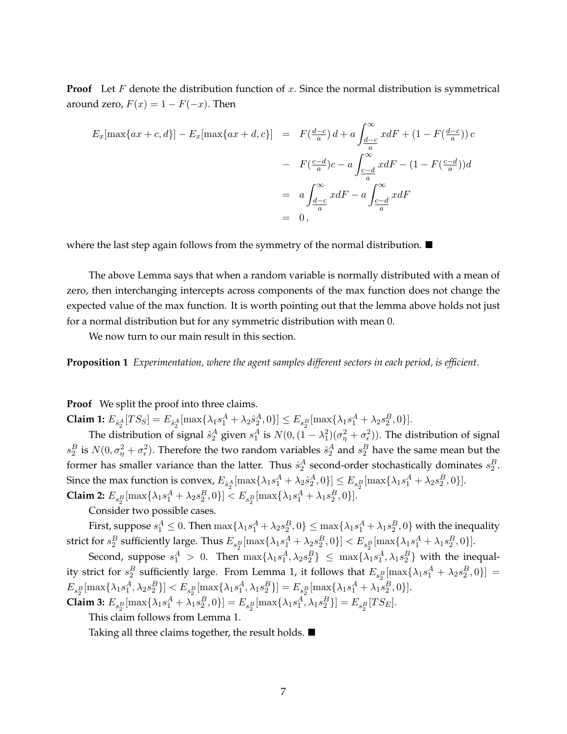**Proof** Let $F$ denote the distribution function of $x$. Since the normal distribution is symmetrical around zero, $F(x) = 1 - F(-x)$. Then

$$
\begin{aligned}
E_x[\max\{ax + c, d\}] - E_x[\max\{ax + d, c\}] &= F(\tfrac{d-c}{a})\, d + a \int_{\frac{d-c}{a}}^{\infty} x dF + (1 - F(\tfrac{d-c}{a}))\, c \\
&- F(\tfrac{c-d}{a})c - a \int_{\frac{c-d}{a}}^{\infty} x dF - (1 - F(\tfrac{c-d}{a}))d \\
&= a \int_{\frac{d-c}{a}}^{\infty} x dF - a \int_{\frac{c-d}{a}}^{\infty} x dF \\
&= 0\,,
\end{aligned}
$$

where the last step again follows from the symmetry of the normal distribution. ■

The above Lemma says that when a random variable is normally distributed with a mean of zero, then interchanging intercepts across components of the max function does not change the expected value of the max function. It is worth pointing out that the lemma above holds not just for a normal distribution but for any symmetric distribution with mean 0.

We now turn to our main result in this section.

**Proposition 1** *Experimentation, where the agent samples different sectors in each period, is efficient.*

**Proof** We split the proof into three claims.

**Claim 1:** $E_{\hat{s}_2^A}[TS_S] = E_{\hat{s}_2^A}[\max\{\lambda_1 s_1^A + \lambda_2 \hat{s}_2^A, 0\}] \leq E_{s_2^B}[\max\{\lambda_1 s_1^A + \lambda_2 s_2^B, 0\}]$.

The distribution of signal $\hat{s}_2^A$ given $s_1^A$ is $N(0, (1 - \lambda_1^2)(\sigma_\eta^2 + \sigma_\epsilon^2))$. The distribution of signal $s_2^B$ is $N(0, \sigma_\eta^2 + \sigma_\epsilon^2)$. Therefore the two random variables $\hat{s}_2^A$ and $s_2^B$ have the same mean but the former has smaller variance than the latter. Thus $\hat{s}_2^A$ second-order stochastically dominates $s_2^B$. Since the max function is convex, $E_{\hat{s}_2^A}[\max\{\lambda_1 s_1^A + \lambda_2 \hat{s}_2^A, 0\}] \leq E_{s_2^B}[\max\{\lambda_1 s_1^A + \lambda_2 s_2^B, 0\}]$.

**Claim 2:** $E_{s_2^B}[\max\{\lambda_1 s_1^A + \lambda_2 s_2^B, 0\}] < E_{s_2^B}[\max\{\lambda_1 s_1^A + \lambda_1 s_2^B, 0\}]$.

Consider two possible cases.

First, suppose $s_1^A \leq 0$. Then $\max\{\lambda_1 s_1^A + \lambda_2 s_2^B, 0\} \leq \max\{\lambda_1 s_1^A + \lambda_1 s_2^B, 0\}$ with the inequality strict for $s_2^B$ sufficiently large. Thus $E_{s_2^B}[\max\{\lambda_1 s_1^A + \lambda_2 s_2^B, 0\}] < E_{s_2^B}[\max\{\lambda_1 s_1^A + \lambda_1 s_2^B, 0\}]$.

Second, suppose $s_1^A > 0$. Then $\max\{\lambda_1 s_1^A, \lambda_2 s_2^B\} \leq \max\{\lambda_1 s_1^A, \lambda_1 s_2^B\}$ with the inequality strict for $s_2^B$ sufficiently large. From Lemma 1, it follows that $E_{s_2^B}[\max\{\lambda_1 s_1^A + \lambda_2 s_2^B, 0\}] = E_{s_2^B}[\max\{\lambda_1 s_1^A, \lambda_2 s_2^B\}] < E_{s_2^B}[\max\{\lambda_1 s_1^A, \lambda_1 s_2^B\}] = E_{s_2^B}[\max\{\lambda_1 s_1^A + \lambda_1 s_2^B, 0\}]$.

**Claim 3:** $E_{s_2^B}[\max\{\lambda_1 s_1^A + \lambda_1 s_2^B, 0\}] = E_{s_2^B}[\max\{\lambda_1 s_1^A, \lambda_1 s_2^B\}] = E_{s_2^B}[TS_E]$.

This claim follows from Lemma 1.

Taking all three claims together, the result holds. ■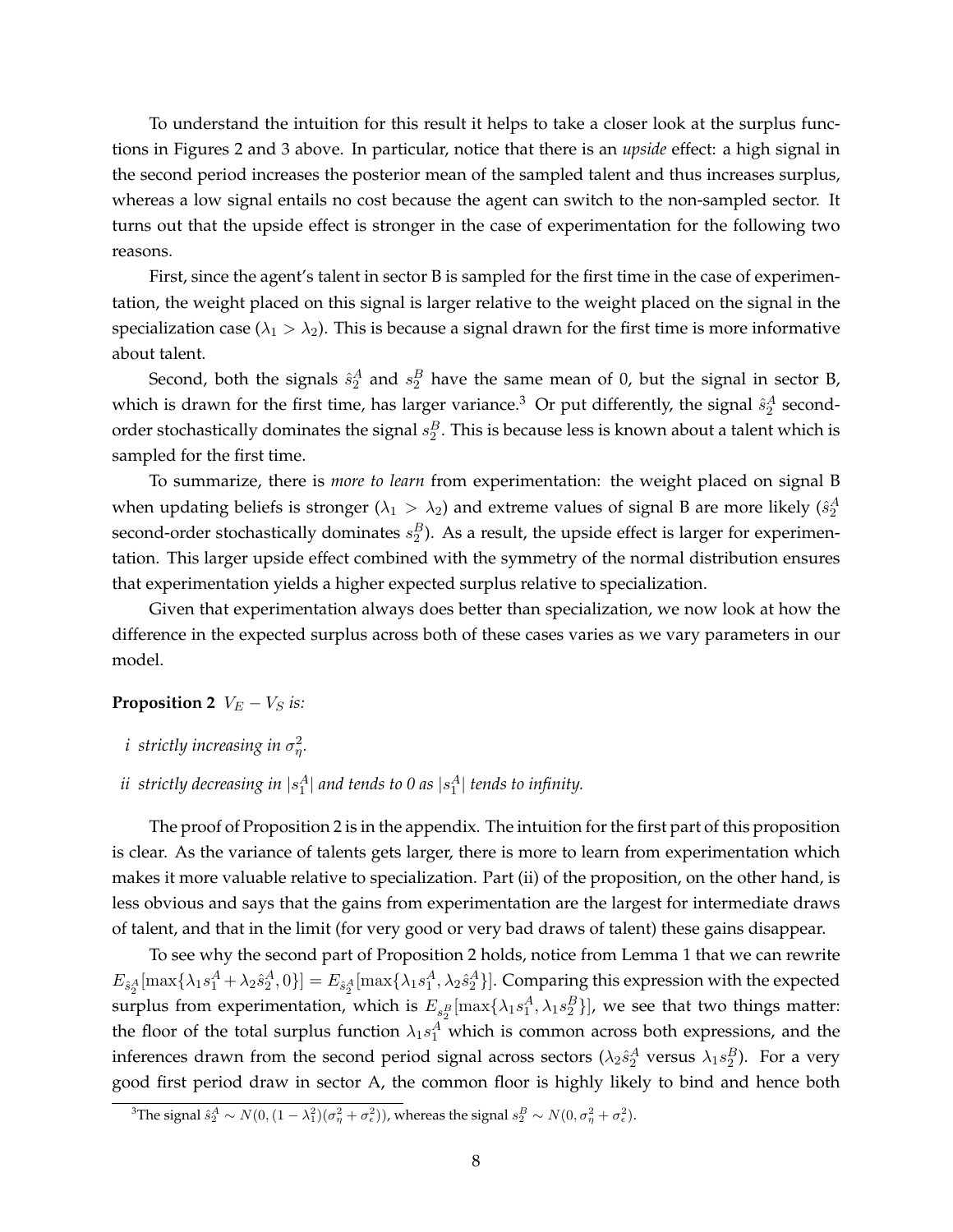To understand the intuition for this result it helps to take a closer look at the surplus functions in Figures 2 and 3 above. In particular, notice that there is an *upside* effect: a high signal in the second period increases the posterior mean of the sampled talent and thus increases surplus, whereas a low signal entails no cost because the agent can switch to the non-sampled sector. It turns out that the upside effect is stronger in the case of experimentation for the following two reasons.

First, since the agent's talent in sector B is sampled for the first time in the case of experimentation, the weight placed on this signal is larger relative to the weight placed on the signal in the specialization case ($\lambda_1 > \lambda_2$). This is because a signal drawn for the first time is more informative about talent.

Second, both the signals $\hat{s}_2^A$ and $s_2^B$ have the same mean of 0, but the signal in sector B, which is drawn for the first time, has larger variance.[3] Or put differently, the signal $\hat{s}_2^A$ second-order stochastically dominates the signal $s_2^B$. This is because less is known about a talent which is sampled for the first time.

To summarize, there is *more to learn* from experimentation: the weight placed on signal B when updating beliefs is stronger ($\lambda_1 > \lambda_2$) and extreme values of signal B are more likely ($\hat{s}_2^A$ second-order stochastically dominates $s_2^B$). As a result, the upside effect is larger for experimentation. This larger upside effect combined with the symmetry of the normal distribution ensures that experimentation yields a higher expected surplus relative to specialization.

Given that experimentation always does better than specialization, we now look at how the difference in the expected surplus across both of these cases varies as we vary parameters in our model.

**Proposition 2** *$V_E - V_S$ is:*

*i strictly increasing in $\sigma_\eta^2$.*

*ii strictly decreasing in $|s_1^A|$ and tends to 0 as $|s_1^A|$ tends to infinity.*

The proof of Proposition 2 is in the appendix. The intuition for the first part of this proposition is clear. As the variance of talents gets larger, there is more to learn from experimentation which makes it more valuable relative to specialization. Part (ii) of the proposition, on the other hand, is less obvious and says that the gains from experimentation are the largest for intermediate draws of talent, and that in the limit (for very good or very bad draws of talent) these gains disappear.

To see why the second part of Proposition 2 holds, notice from Lemma 1 that we can rewrite $E_{\hat{s}_2^A}[\max\{\lambda_1 s_1^A + \lambda_2 \hat{s}_2^A, 0\}] = E_{\hat{s}_2^A}[\max\{\lambda_1 s_1^A, \lambda_2 \hat{s}_2^A\}]$. Comparing this expression with the expected surplus from experimentation, which is $E_{s_2^B}[\max\{\lambda_1 s_1^A, \lambda_1 s_2^B\}]$, we see that two things matter: the floor of the total surplus function $\lambda_1 s_1^A$ which is common across both expressions, and the inferences drawn from the second period signal across sectors ($\lambda_2 \hat{s}_2^A$ versus $\lambda_1 s_2^B$). For a very good first period draw in sector A, the common floor is highly likely to bind and hence both

[3] The signal $\hat{s}_2^A \sim N(0, (1-\lambda_1^2)(\sigma_\eta^2 + \sigma_\epsilon^2))$, whereas the signal $s_2^B \sim N(0, \sigma_\eta^2 + \sigma_\epsilon^2)$.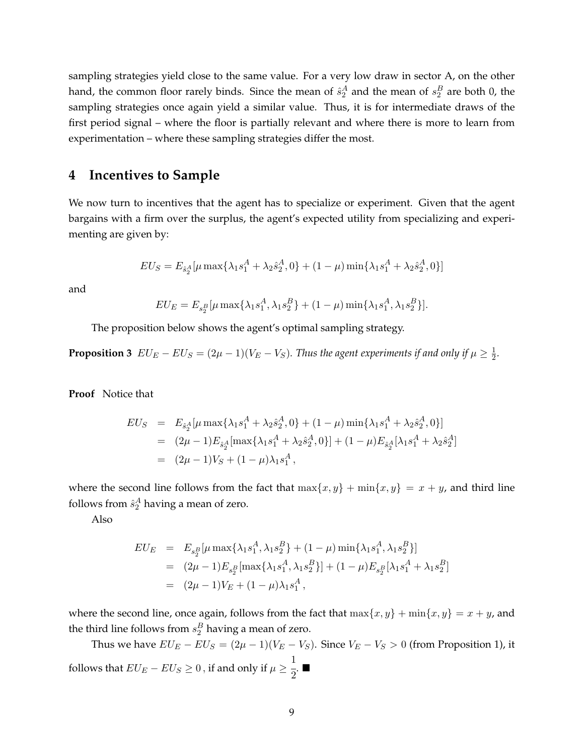sampling strategies yield close to the same value. For a very low draw in sector A, on the other hand, the common floor rarely binds. Since the mean of $\hat{s}_2^A$ and the mean of $s_2^B$ are both 0, the sampling strategies once again yield a similar value. Thus, it is for intermediate draws of the first period signal – where the floor is partially relevant and where there is more to learn from experimentation – where these sampling strategies differ the most.

## 4 Incentives to Sample

We now turn to incentives that the agent has to specialize or experiment. Given that the agent bargains with a firm over the surplus, the agent's expected utility from specializing and experimenting are given by:

$$EU_S = E_{\hat{s}_2^A}[\mu \max\{\lambda_1 s_1^A + \lambda_2 \hat{s}_2^A, 0\} + (1-\mu)\min\{\lambda_1 s_1^A + \lambda_2 \hat{s}_2^A, 0\}]$$

and

$$EU_E = E_{s_2^B}[\mu \max\{\lambda_1 s_1^A, \lambda_1 s_2^B\} + (1-\mu)\min\{\lambda_1 s_1^A, \lambda_1 s_2^B\}].$$

The proposition below shows the agent's optimal sampling strategy.

**Proposition 3** *$EU_E - EU_S = (2\mu - 1)(V_E - V_S)$. Thus the agent experiments if and only if $\mu \geq \frac{1}{2}$.*

**Proof** Notice that

$$\begin{aligned}
EU_S &= E_{\hat{s}_2^A}[\mu \max\{\lambda_1 s_1^A + \lambda_2 \hat{s}_2^A, 0\} + (1-\mu)\min\{\lambda_1 s_1^A + \lambda_2 \hat{s}_2^A, 0\}] \\
&= (2\mu - 1)E_{\hat{s}_2^A}[\max\{\lambda_1 s_1^A + \lambda_2 \hat{s}_2^A, 0\}] + (1-\mu)E_{\hat{s}_2^A}[\lambda_1 s_1^A + \lambda_2 \hat{s}_2^A] \\
&= (2\mu - 1)V_S + (1-\mu)\lambda_1 s_1^A\,,
\end{aligned}$$

where the second line follows from the fact that $\max\{x, y\} + \min\{x, y\} = x + y$, and third line follows from $\hat{s}_2^A$ having a mean of zero.

Also

$$\begin{aligned}
EU_E &= E_{s_2^B}[\mu \max\{\lambda_1 s_1^A, \lambda_1 s_2^B\} + (1-\mu)\min\{\lambda_1 s_1^A, \lambda_1 s_2^B\}] \\
&= (2\mu - 1)E_{s_2^B}[\max\{\lambda_1 s_1^A, \lambda_1 s_2^B\}] + (1-\mu)E_{s_2^B}[\lambda_1 s_1^A + \lambda_1 s_2^B] \\
&= (2\mu - 1)V_E + (1-\mu)\lambda_1 s_1^A\,,
\end{aligned}$$

where the second line, once again, follows from the fact that $\max\{x, y\} + \min\{x, y\} = x + y$, and the third line follows from $s_2^B$ having a mean of zero.

Thus we have $EU_E - EU_S = (2\mu - 1)(V_E - V_S)$. Since $V_E - V_S > 0$ (from Proposition 1), it follows that $EU_E - EU_S \geq 0$, if and only if $\mu \geq \dfrac{1}{2}$. ■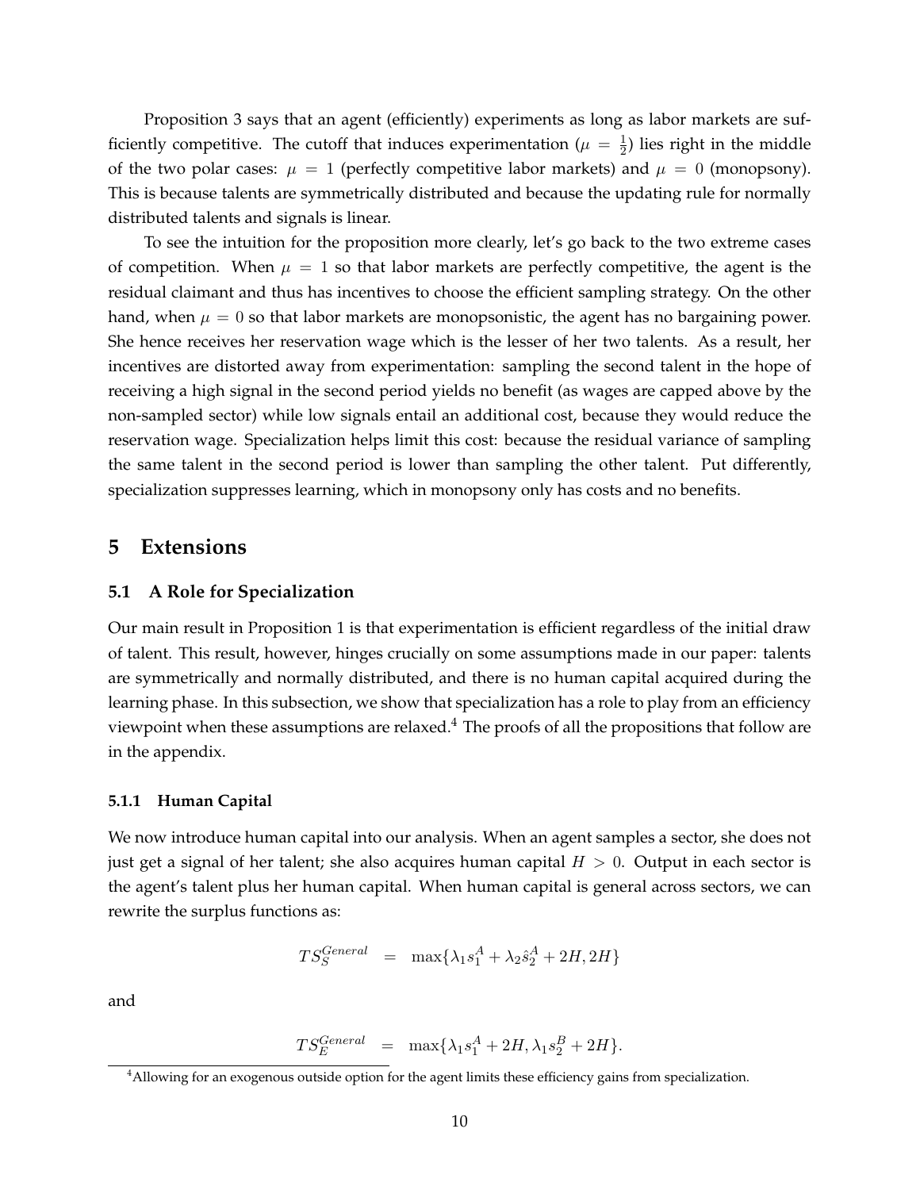Proposition 3 says that an agent (efficiently) experiments as long as labor markets are sufficiently competitive. The cutoff that induces experimentation ($\mu = \frac{1}{2}$) lies right in the middle of the two polar cases: $\mu = 1$ (perfectly competitive labor markets) and $\mu = 0$ (monopsony). This is because talents are symmetrically distributed and because the updating rule for normally distributed talents and signals is linear.

To see the intuition for the proposition more clearly, let's go back to the two extreme cases of competition. When $\mu = 1$ so that labor markets are perfectly competitive, the agent is the residual claimant and thus has incentives to choose the efficient sampling strategy. On the other hand, when $\mu = 0$ so that labor markets are monopsonistic, the agent has no bargaining power. She hence receives her reservation wage which is the lesser of her two talents. As a result, her incentives are distorted away from experimentation: sampling the second talent in the hope of receiving a high signal in the second period yields no benefit (as wages are capped above by the non-sampled sector) while low signals entail an additional cost, because they would reduce the reservation wage. Specialization helps limit this cost: because the residual variance of sampling the same talent in the second period is lower than sampling the other talent. Put differently, specialization suppresses learning, which in monopsony only has costs and no benefits.

# 5 Extensions

## 5.1 A Role for Specialization

Our main result in Proposition 1 is that experimentation is efficient regardless of the initial draw of talent. This result, however, hinges crucially on some assumptions made in our paper: talents are symmetrically and normally distributed, and there is no human capital acquired during the learning phase. In this subsection, we show that specialization has a role to play from an efficiency viewpoint when these assumptions are relaxed.[4] The proofs of all the propositions that follow are in the appendix.

### 5.1.1 Human Capital

We now introduce human capital into our analysis. When an agent samples a sector, she does not just get a signal of her talent; she also acquires human capital $H > 0$. Output in each sector is the agent's talent plus her human capital. When human capital is general across sectors, we can rewrite the surplus functions as:

$$TS_S^{General} = \max\{\lambda_1 s_1^A + \lambda_2 \hat{s}_2^A + 2H, 2H\}$$

and

$$TS_E^{General} = \max\{\lambda_1 s_1^A + 2H, \lambda_1 s_2^B + 2H\}.$$

[4] Allowing for an exogenous outside option for the agent limits these efficiency gains from specialization.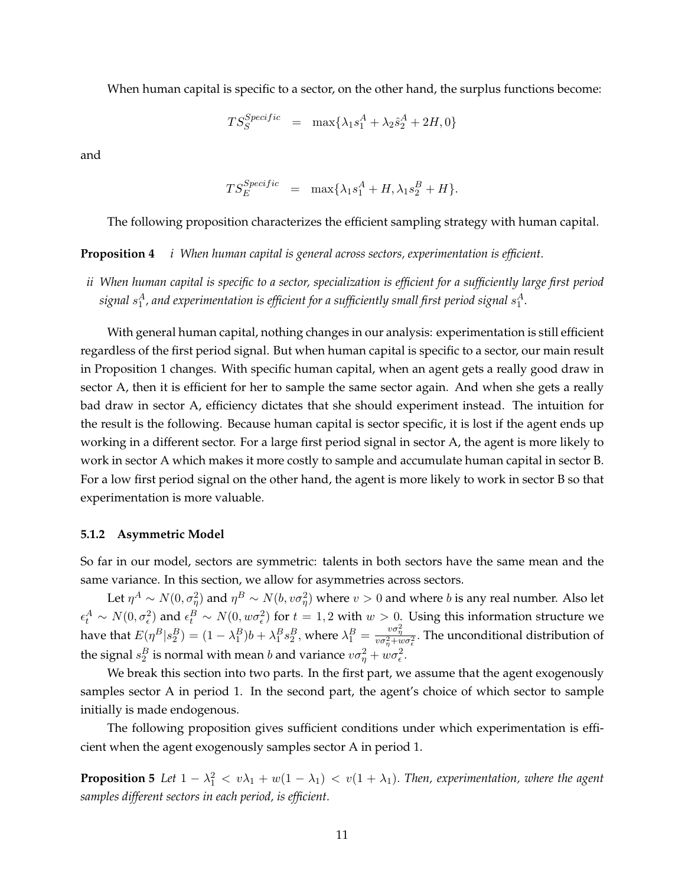When human capital is specific to a sector, on the other hand, the surplus functions become:

$$TS_S^{Specific} \quad = \quad \max\{\lambda_1 s_1^A + \lambda_2 \hat{s}_2^A + 2H, 0\}$$

and

$$TS_E^{Specific} \quad = \quad \max\{\lambda_1 s_1^A + H, \lambda_1 s_2^B + H\}.$$

The following proposition characterizes the efficient sampling strategy with human capital.

**Proposition 4** *i When human capital is general across sectors, experimentation is efficient.*

*ii When human capital is specific to a sector, specialization is efficient for a sufficiently large first period signal $s_1^A$, and experimentation is efficient for a sufficiently small first period signal $s_1^A$.*

With general human capital, nothing changes in our analysis: experimentation is still efficient regardless of the first period signal. But when human capital is specific to a sector, our main result in Proposition 1 changes. With specific human capital, when an agent gets a really good draw in sector A, then it is efficient for her to sample the same sector again. And when she gets a really bad draw in sector A, efficiency dictates that she should experiment instead. The intuition for the result is the following. Because human capital is sector specific, it is lost if the agent ends up working in a different sector. For a large first period signal in sector A, the agent is more likely to work in sector A which makes it more costly to sample and accumulate human capital in sector B. For a low first period signal on the other hand, the agent is more likely to work in sector B so that experimentation is more valuable.

### 5.1.2 Asymmetric Model

So far in our model, sectors are symmetric: talents in both sectors have the same mean and the same variance. In this section, we allow for asymmetries across sectors.

Let $\eta^A \sim N(0, \sigma_\eta^2)$ and $\eta^B \sim N(b, v\sigma_\eta^2)$ where $v > 0$ and where $b$ is any real number. Also let $\epsilon_t^A \sim N(0, \sigma_\epsilon^2)$ and $\epsilon_t^B \sim N(0, w\sigma_\epsilon^2)$ for $t = 1, 2$ with $w > 0$. Using this information structure we have that $E(\eta^B | s_2^B) = (1 - \lambda_1^B)b + \lambda_1^B s_2^B$, where $\lambda_1^B = \frac{v\sigma_\eta^2}{v\sigma_\eta^2 + w\sigma_\epsilon^2}$. The unconditional distribution of the signal $s_2^B$ is normal with mean $b$ and variance $v\sigma_\eta^2 + w\sigma_\epsilon^2$.

We break this section into two parts. In the first part, we assume that the agent exogenously samples sector A in period 1. In the second part, the agent's choice of which sector to sample initially is made endogenous.

The following proposition gives sufficient conditions under which experimentation is efficient when the agent exogenously samples sector A in period 1.

**Proposition 5** *Let $1 - \lambda_1^2 < v\lambda_1 + w(1 - \lambda_1) < v(1 + \lambda_1)$. Then, experimentation, where the agent samples different sectors in each period, is efficient.*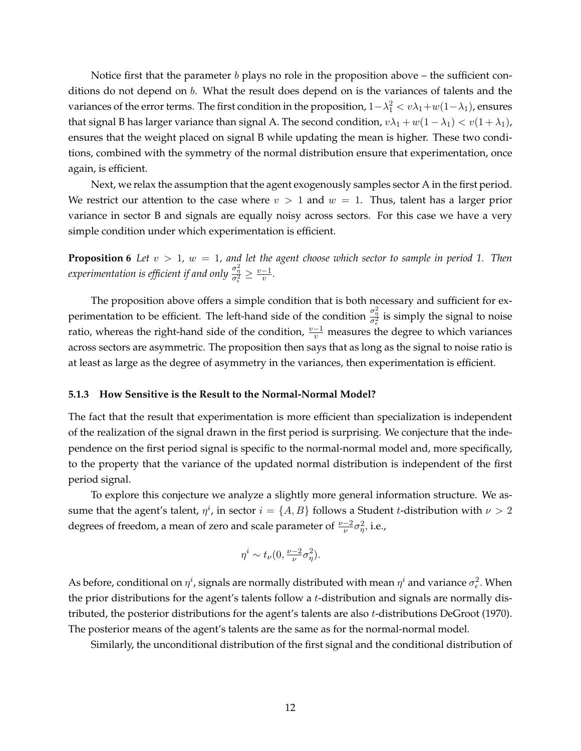Notice first that the parameter $b$ plays no role in the proposition above – the sufficient conditions do not depend on $b$. What the result does depend on is the variances of talents and the variances of the error terms. The first condition in the proposition, $1-\lambda_1^2 < v\lambda_1 + w(1-\lambda_1)$, ensures that signal B has larger variance than signal A. The second condition, $v\lambda_1 + w(1-\lambda_1) < v(1+\lambda_1)$, ensures that the weight placed on signal B while updating the mean is higher. These two conditions, combined with the symmetry of the normal distribution ensure that experimentation, once again, is efficient.

Next, we relax the assumption that the agent exogenously samples sector A in the first period. We restrict our attention to the case where $v > 1$ and $w = 1$. Thus, talent has a larger prior variance in sector B and signals are equally noisy across sectors. For this case we have a very simple condition under which experimentation is efficient.

**Proposition 6** *Let $v > 1$, $w = 1$, and let the agent choose which sector to sample in period 1. Then experimentation is efficient if and only $\frac{\sigma_\eta^2}{\sigma_\epsilon^2} \geq \frac{v-1}{v}$.*

The proposition above offers a simple condition that is both necessary and sufficient for experimentation to be efficient. The left-hand side of the condition $\frac{\sigma_\eta^2}{\sigma_\epsilon^2}$ is simply the signal to noise ratio, whereas the right-hand side of the condition, $\frac{v-1}{v}$ measures the degree to which variances across sectors are asymmetric. The proposition then says that as long as the signal to noise ratio is at least as large as the degree of asymmetry in the variances, then experimentation is efficient.

#### 5.1.3 How Sensitive is the Result to the Normal-Normal Model?

The fact that the result that experimentation is more efficient than specialization is independent of the realization of the signal drawn in the first period is surprising. We conjecture that the independence on the first period signal is specific to the normal-normal model and, more specifically, to the property that the variance of the updated normal distribution is independent of the first period signal.

To explore this conjecture we analyze a slightly more general information structure. We assume that the agent's talent, $\eta^i$, in sector $i = \{A, B\}$ follows a Student $t$-distribution with $\nu > 2$ degrees of freedom, a mean of zero and scale parameter of $\frac{\nu-2}{\nu}\sigma_\eta^2$, i.e.,

$$\eta^i \sim t_\nu(0, \tfrac{\nu-2}{\nu}\sigma_\eta^2).$$

As before, conditional on $\eta^i$, signals are normally distributed with mean $\eta^i$ and variance $\sigma_\epsilon^2$. When the prior distributions for the agent's talents follow a $t$-distribution and signals are normally distributed, the posterior distributions for the agent's talents are also $t$-distributions DeGroot (1970). The posterior means of the agent's talents are the same as for the normal-normal model.

Similarly, the unconditional distribution of the first signal and the conditional distribution of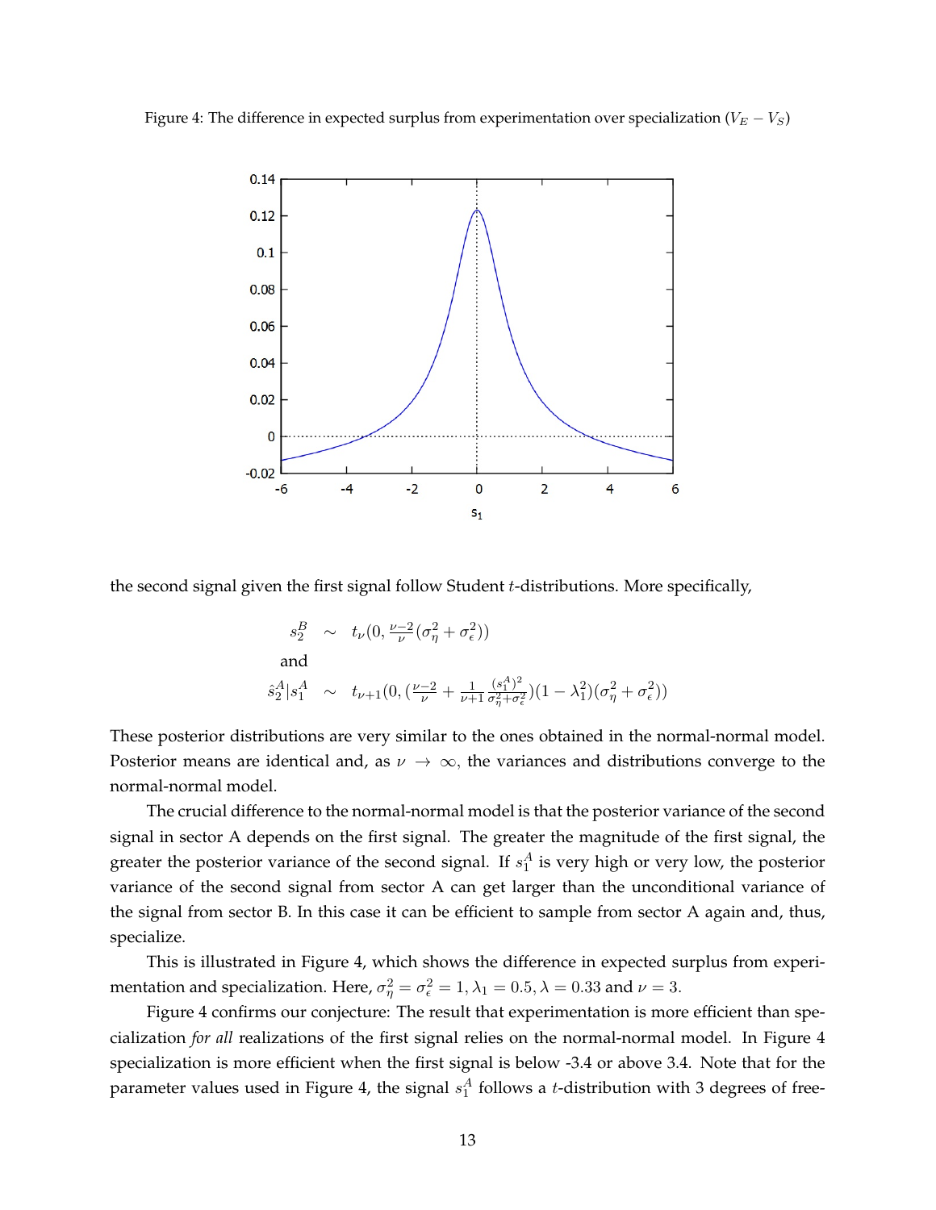Figure 4: The difference in expected surplus from experimentation over specialization ($V_E - V_S$)

the second signal given the first signal follow Student $t$-distributions. More specifically,

$$
\begin{aligned}
s_2^B &\sim t_\nu(0, \tfrac{\nu-2}{\nu}(\sigma_\eta^2 + \sigma_\epsilon^2)) \\
&\text{and} \\
\hat{s}_2^A | s_1^A &\sim t_{\nu+1}(0, (\tfrac{\nu-2}{\nu} + \tfrac{1}{\nu+1}\tfrac{(s_1^A)^2}{\sigma_\eta^2+\sigma_\epsilon^2})(1-\lambda_1^2)(\sigma_\eta^2 + \sigma_\epsilon^2))
\end{aligned}
$$

These posterior distributions are very similar to the ones obtained in the normal-normal model. Posterior means are identical and, as $\nu \to \infty$, the variances and distributions converge to the normal-normal model.

The crucial difference to the normal-normal model is that the posterior variance of the second signal in sector A depends on the first signal. The greater the magnitude of the first signal, the greater the posterior variance of the second signal. If $s_1^A$ is very high or very low, the posterior variance of the second signal from sector A can get larger than the unconditional variance of the signal from sector B. In this case it can be efficient to sample from sector A again and, thus, specialize.

This is illustrated in Figure 4, which shows the difference in expected surplus from experimentation and specialization. Here, $\sigma_\eta^2 = \sigma_\epsilon^2 = 1, \lambda_1 = 0.5, \lambda = 0.33$ and $\nu = 3$.

Figure 4 confirms our conjecture: The result that experimentation is more efficient than specialization *for all* realizations of the first signal relies on the normal-normal model. In Figure 4 specialization is more efficient when the first signal is below -3.4 or above 3.4. Note that for the parameter values used in Figure 4, the signal $s_1^A$ follows a $t$-distribution with 3 degrees of free-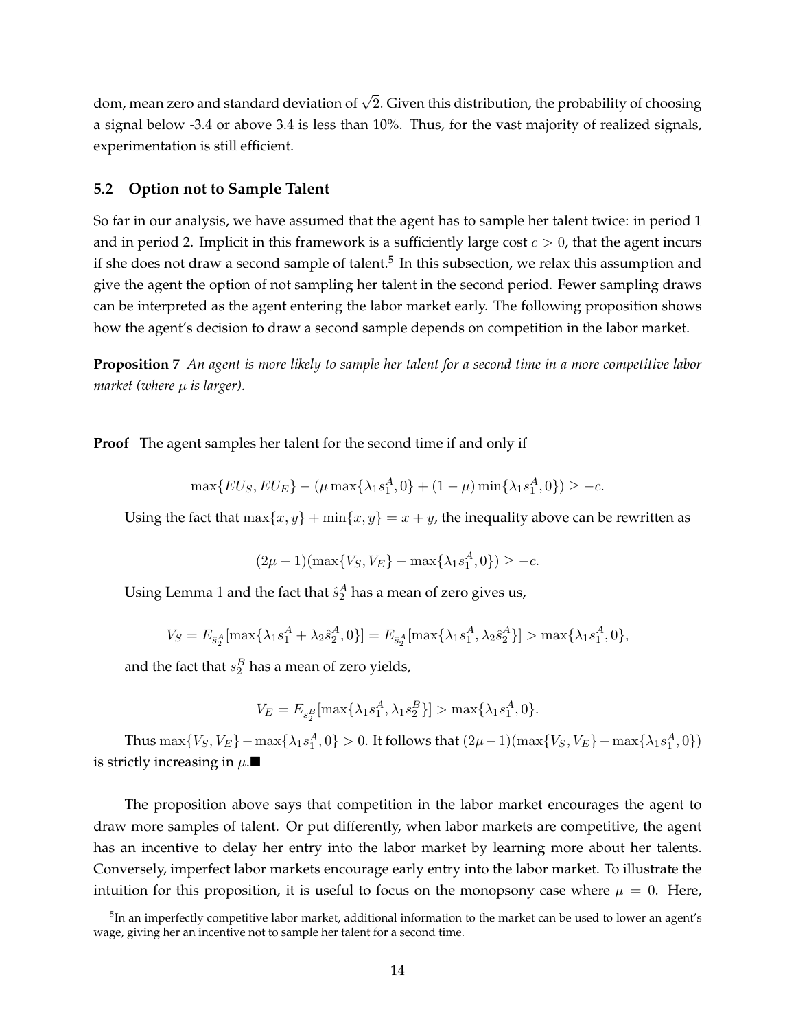dom, mean zero and standard deviation of $\sqrt{2}$. Given this distribution, the probability of choosing a signal below -3.4 or above 3.4 is less than 10%. Thus, for the vast majority of realized signals, experimentation is still efficient.

### 5.2 Option not to Sample Talent

So far in our analysis, we have assumed that the agent has to sample her talent twice: in period 1 and in period 2. Implicit in this framework is a sufficiently large cost $c > 0$, that the agent incurs if she does not draw a second sample of talent.[5] In this subsection, we relax this assumption and give the agent the option of not sampling her talent in the second period. Fewer sampling draws can be interpreted as the agent entering the labor market early. The following proposition shows how the agent's decision to draw a second sample depends on competition in the labor market.

**Proposition 7** *An agent is more likely to sample her talent for a second time in a more competitive labor market (where $\mu$ is larger).*

**Proof** The agent samples her talent for the second time if and only if

$$\max\{EU_S, EU_E\} - (\mu \max\{\lambda_1 s_1^A, 0\} + (1-\mu)\min\{\lambda_1 s_1^A, 0\}) \geq -c.$$

Using the fact that $\max\{x, y\} + \min\{x, y\} = x + y$, the inequality above can be rewritten as

$$(2\mu - 1)(\max\{V_S, V_E\} - \max\{\lambda_1 s_1^A, 0\}) \geq -c.$$

Using Lemma 1 and the fact that $\hat{s}_2^A$ has a mean of zero gives us,

$$V_S = E_{\hat{s}_2^A}[\max\{\lambda_1 s_1^A + \lambda_2 \hat{s}_2^A, 0\}] = E_{\hat{s}_2^A}[\max\{\lambda_1 s_1^A, \lambda_2 \hat{s}_2^A\}] > \max\{\lambda_1 s_1^A, 0\},$$

and the fact that $s_2^B$ has a mean of zero yields,

$$V_E = E_{s_2^B}[\max\{\lambda_1 s_1^A, \lambda_1 s_2^B\}] > \max\{\lambda_1 s_1^A, 0\}.$$

Thus $\max\{V_S, V_E\} - \max\{\lambda_1 s_1^A, 0\} > 0$. It follows that $(2\mu - 1)(\max\{V_S, V_E\} - \max\{\lambda_1 s_1^A, 0\})$ is strictly increasing in $\mu$.■

The proposition above says that competition in the labor market encourages the agent to draw more samples of talent. Or put differently, when labor markets are competitive, the agent has an incentive to delay her entry into the labor market by learning more about her talents. Conversely, imperfect labor markets encourage early entry into the labor market. To illustrate the intuition for this proposition, it is useful to focus on the monopsony case where $\mu = 0$. Here,

[5] In an imperfectly competitive labor market, additional information to the market can be used to lower an agent's wage, giving her an incentive not to sample her talent for a second time.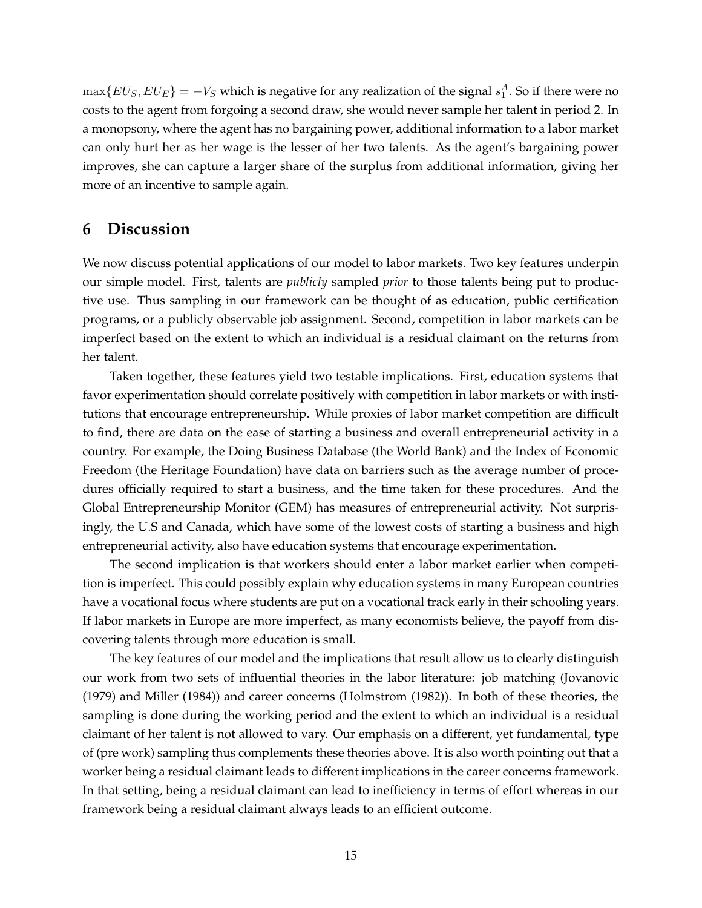$\max\{EU_S, EU_E\} = -V_S$ which is negative for any realization of the signal $s_1^A$. So if there were no costs to the agent from forgoing a second draw, she would never sample her talent in period 2. In a monopsony, where the agent has no bargaining power, additional information to a labor market can only hurt her as her wage is the lesser of her two talents. As the agent's bargaining power improves, she can capture a larger share of the surplus from additional information, giving her more of an incentive to sample again.

## 6 Discussion

We now discuss potential applications of our model to labor markets. Two key features underpin our simple model. First, talents are *publicly* sampled *prior* to those talents being put to productive use. Thus sampling in our framework can be thought of as education, public certification programs, or a publicly observable job assignment. Second, competition in labor markets can be imperfect based on the extent to which an individual is a residual claimant on the returns from her talent.

Taken together, these features yield two testable implications. First, education systems that favor experimentation should correlate positively with competition in labor markets or with institutions that encourage entrepreneurship. While proxies of labor market competition are difficult to find, there are data on the ease of starting a business and overall entrepreneurial activity in a country. For example, the Doing Business Database (the World Bank) and the Index of Economic Freedom (the Heritage Foundation) have data on barriers such as the average number of procedures officially required to start a business, and the time taken for these procedures. And the Global Entrepreneurship Monitor (GEM) has measures of entrepreneurial activity. Not surprisingly, the U.S and Canada, which have some of the lowest costs of starting a business and high entrepreneurial activity, also have education systems that encourage experimentation.

The second implication is that workers should enter a labor market earlier when competition is imperfect. This could possibly explain why education systems in many European countries have a vocational focus where students are put on a vocational track early in their schooling years. If labor markets in Europe are more imperfect, as many economists believe, the payoff from discovering talents through more education is small.

The key features of our model and the implications that result allow us to clearly distinguish our work from two sets of influential theories in the labor literature: job matching (Jovanovic (1979) and Miller (1984)) and career concerns (Holmstrom (1982)). In both of these theories, the sampling is done during the working period and the extent to which an individual is a residual claimant of her talent is not allowed to vary. Our emphasis on a different, yet fundamental, type of (pre work) sampling thus complements these theories above. It is also worth pointing out that a worker being a residual claimant leads to different implications in the career concerns framework. In that setting, being a residual claimant can lead to inefficiency in terms of effort whereas in our framework being a residual claimant always leads to an efficient outcome.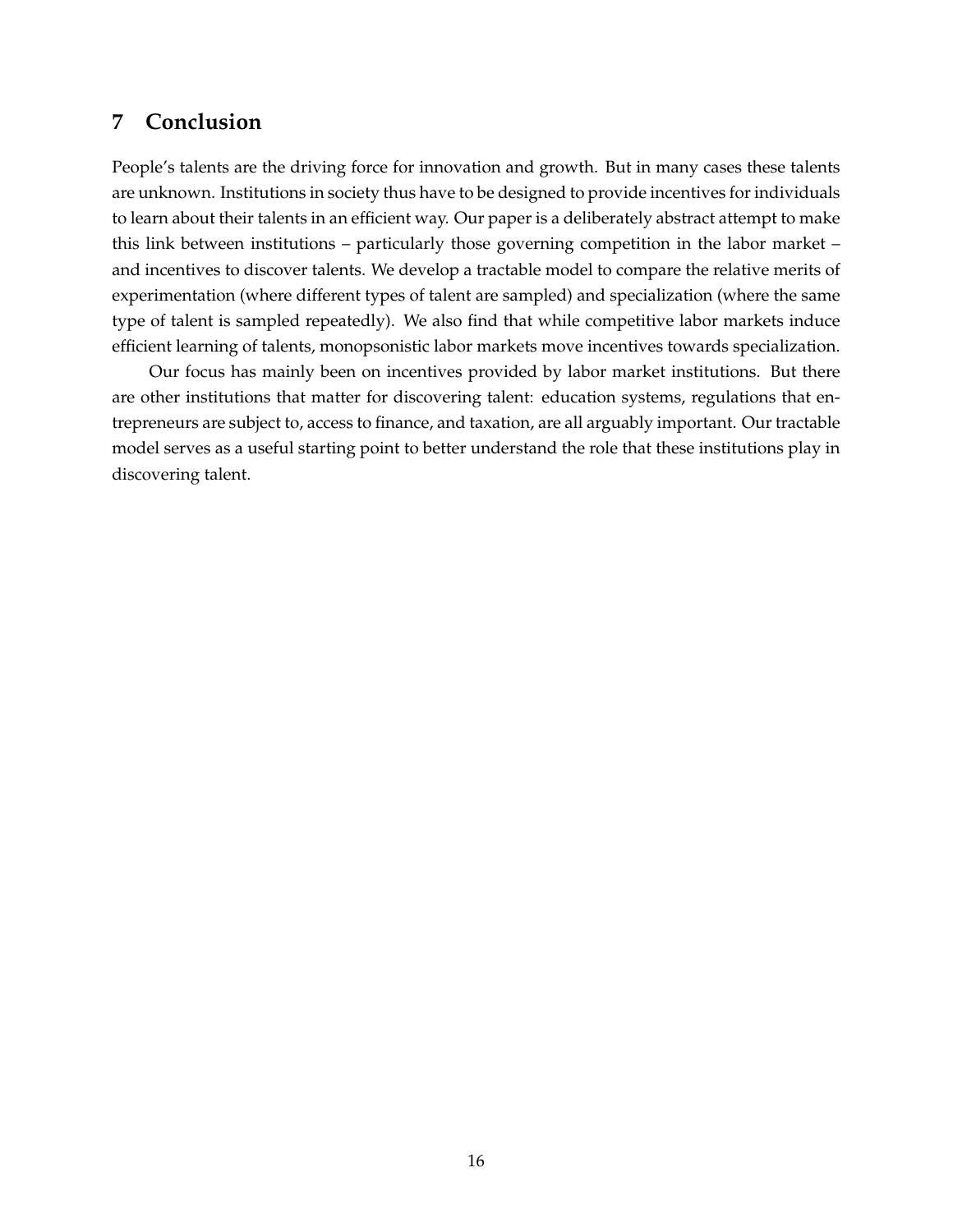## 7 Conclusion

People's talents are the driving force for innovation and growth. But in many cases these talents are unknown. Institutions in society thus have to be designed to provide incentives for individuals to learn about their talents in an efficient way. Our paper is a deliberately abstract attempt to make this link between institutions – particularly those governing competition in the labor market – and incentives to discover talents. We develop a tractable model to compare the relative merits of experimentation (where different types of talent are sampled) and specialization (where the same type of talent is sampled repeatedly). We also find that while competitive labor markets induce efficient learning of talents, monopsonistic labor markets move incentives towards specialization.

Our focus has mainly been on incentives provided by labor market institutions. But there are other institutions that matter for discovering talent: education systems, regulations that entrepreneurs are subject to, access to finance, and taxation, are all arguably important. Our tractable model serves as a useful starting point to better understand the role that these institutions play in discovering talent.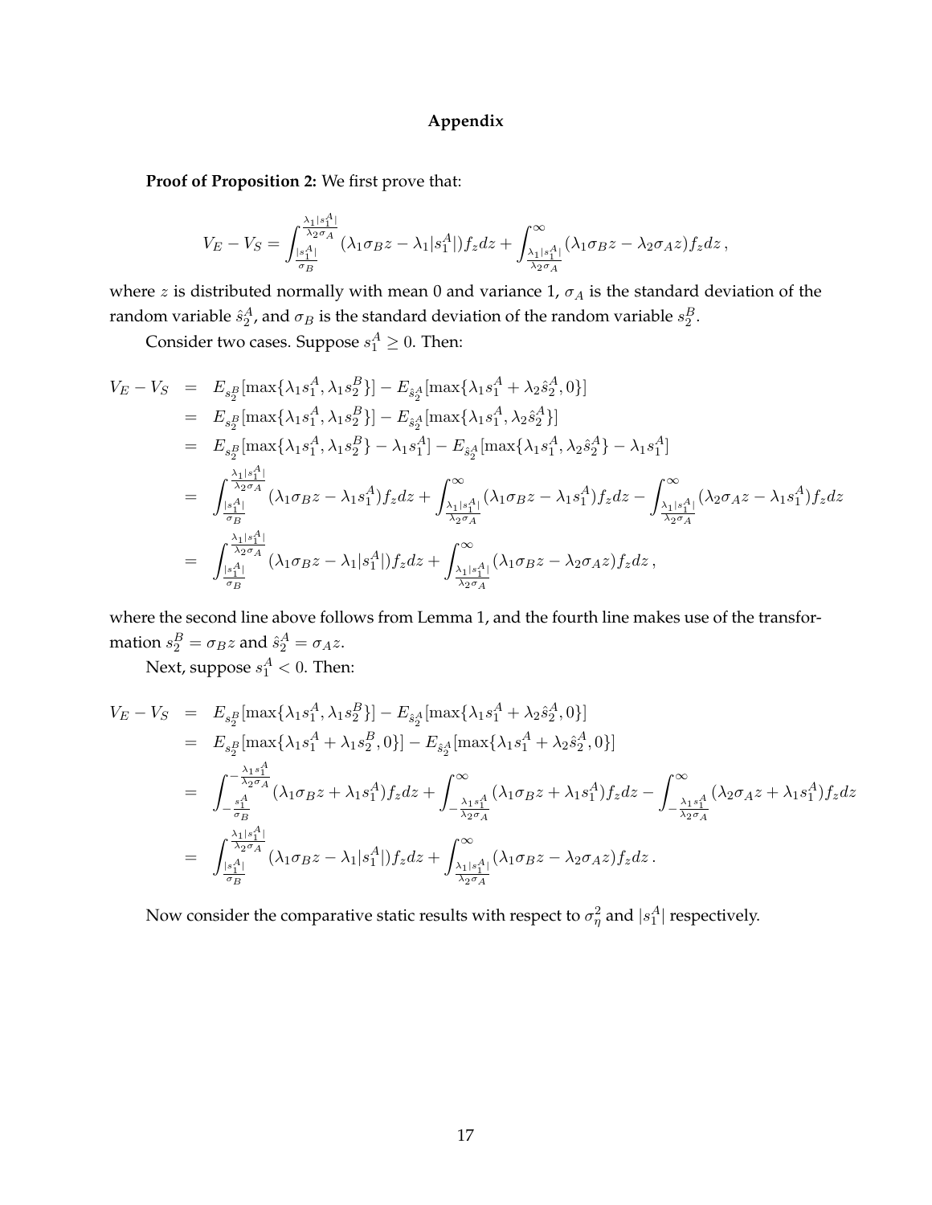## Appendix

**Proof of Proposition 2:** We first prove that:

$$V_E - V_S = \int_{\frac{|s_1^A|}{\sigma_B}}^{\frac{\lambda_1 |s_1^A|}{\lambda_2 \sigma_A}} (\lambda_1 \sigma_B z - \lambda_1 |s_1^A|) f_z dz + \int_{\frac{\lambda_1 |s_1^A|}{\lambda_2 \sigma_A}}^{\infty} (\lambda_1 \sigma_B z - \lambda_2 \sigma_A z) f_z dz \,,$$

where $z$ is distributed normally with mean 0 and variance 1, $\sigma_A$ is the standard deviation of the random variable $\hat{s}_2^A$, and $\sigma_B$ is the standard deviation of the random variable $s_2^B$.

Consider two cases. Suppose $s_1^A \geq 0$. Then:

$$\begin{aligned}
V_E - V_S &= E_{s_2^B}[\max\{\lambda_1 s_1^A, \lambda_1 s_2^B\}] - E_{\hat{s}_2^A}[\max\{\lambda_1 s_1^A + \lambda_2 \hat{s}_2^A, 0\}] \\
&= E_{s_2^B}[\max\{\lambda_1 s_1^A, \lambda_1 s_2^B\}] - E_{\hat{s}_2^A}[\max\{\lambda_1 s_1^A, \lambda_2 \hat{s}_2^A\}] \\
&= E_{s_2^B}[\max\{\lambda_1 s_1^A, \lambda_1 s_2^B\} - \lambda_1 s_1^A] - E_{\hat{s}_2^A}[\max\{\lambda_1 s_1^A, \lambda_2 \hat{s}_2^A\} - \lambda_1 s_1^A] \\
&= \int_{\frac{|s_1^A|}{\sigma_B}}^{\frac{\lambda_1 |s_1^A|}{\lambda_2 \sigma_A}} (\lambda_1 \sigma_B z - \lambda_1 s_1^A) f_z dz + \int_{\frac{\lambda_1 |s_1^A|}{\lambda_2 \sigma_A}}^{\infty} (\lambda_1 \sigma_B z - \lambda_1 s_1^A) f_z dz - \int_{\frac{\lambda_1 |s_1^A|}{\lambda_2 \sigma_A}}^{\infty} (\lambda_2 \sigma_A z - \lambda_1 s_1^A) f_z dz \\
&= \int_{\frac{|s_1^A|}{\sigma_B}}^{\frac{\lambda_1 |s_1^A|}{\lambda_2 \sigma_A}} (\lambda_1 \sigma_B z - \lambda_1 |s_1^A|) f_z dz + \int_{\frac{\lambda_1 |s_1^A|}{\lambda_2 \sigma_A}}^{\infty} (\lambda_1 \sigma_B z - \lambda_2 \sigma_A z) f_z dz \,,
\end{aligned}$$

where the second line above follows from Lemma 1, and the fourth line makes use of the transformation $s_2^B = \sigma_B z$ and $\hat{s}_2^A = \sigma_A z$.

Next, suppose $s_1^A < 0$. Then:

$$\begin{aligned}
V_E - V_S &= E_{s_2^B}[\max\{\lambda_1 s_1^A, \lambda_1 s_2^B\}] - E_{\hat{s}_2^A}[\max\{\lambda_1 s_1^A + \lambda_2 \hat{s}_2^A, 0\}] \\
&= E_{s_2^B}[\max\{\lambda_1 s_1^A + \lambda_1 s_2^B, 0\}] - E_{\hat{s}_2^A}[\max\{\lambda_1 s_1^A + \lambda_2 \hat{s}_2^A, 0\}] \\
&= \int_{-\frac{s_1^A}{\sigma_B}}^{-\frac{\lambda_1 s_1^A}{\lambda_2 \sigma_A}} (\lambda_1 \sigma_B z + \lambda_1 s_1^A) f_z dz + \int_{-\frac{\lambda_1 s_1^A}{\lambda_2 \sigma_A}}^{\infty} (\lambda_1 \sigma_B z + \lambda_1 s_1^A) f_z dz - \int_{-\frac{\lambda_1 s_1^A}{\lambda_2 \sigma_A}}^{\infty} (\lambda_2 \sigma_A z + \lambda_1 s_1^A) f_z dz \\
&= \int_{\frac{|s_1^A|}{\sigma_B}}^{\frac{\lambda_1 |s_1^A|}{\lambda_2 \sigma_A}} (\lambda_1 \sigma_B z - \lambda_1 |s_1^A|) f_z dz + \int_{\frac{\lambda_1 |s_1^A|}{\lambda_2 \sigma_A}}^{\infty} (\lambda_1 \sigma_B z - \lambda_2 \sigma_A z) f_z dz \,.
\end{aligned}$$

Now consider the comparative static results with respect to $\sigma_\eta^2$ and $|s_1^A|$ respectively.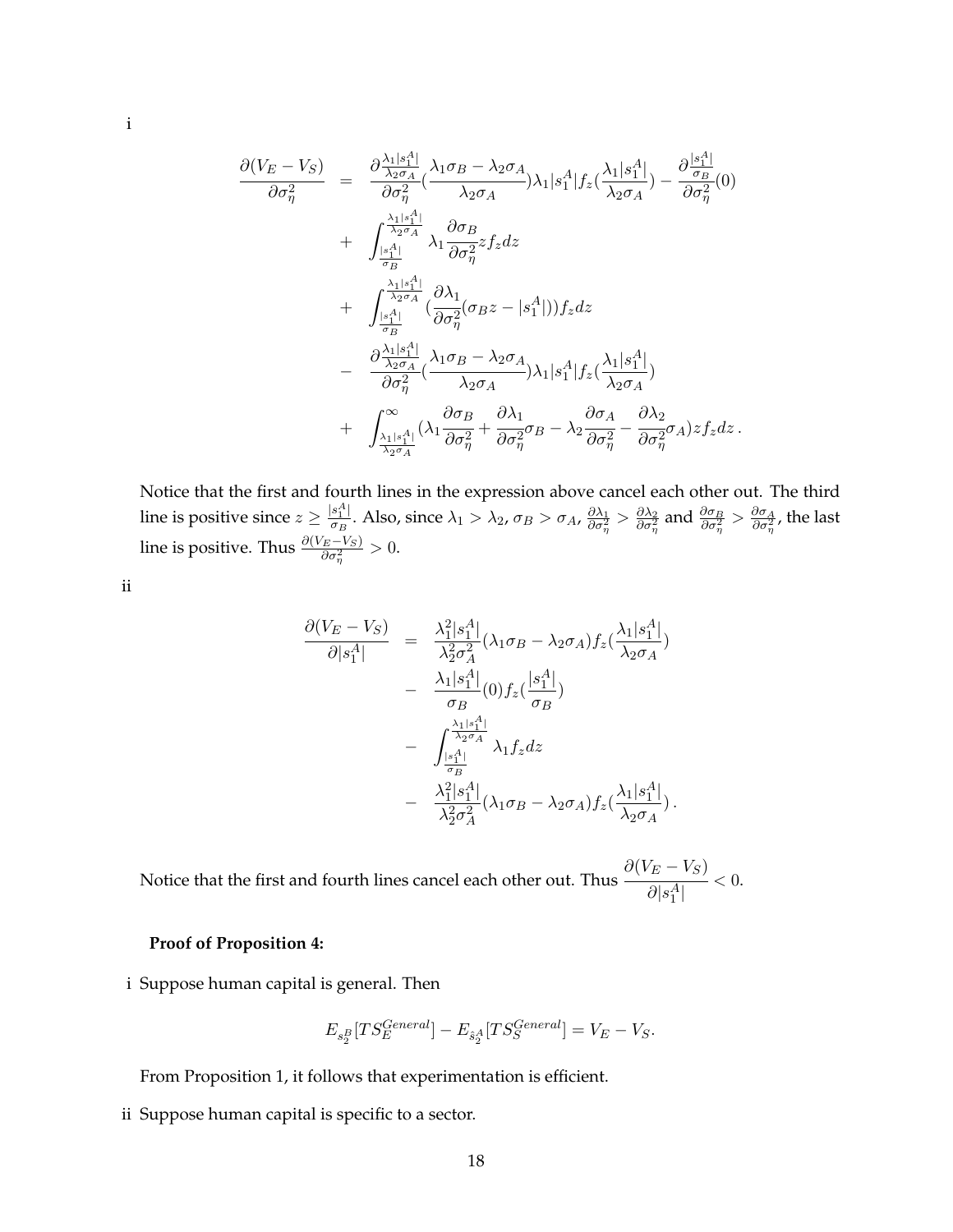i

$$
\begin{aligned}
\frac{\partial(V_E - V_S)}{\partial \sigma_\eta^2} &= \frac{\partial \frac{\lambda_1 |s_1^A|}{\lambda_2 \sigma_A}}{\partial \sigma_\eta^2}\left(\frac{\lambda_1 \sigma_B - \lambda_2 \sigma_A}{\lambda_2 \sigma_A}\right)\lambda_1 |s_1^A| f_z\left(\frac{\lambda_1 |s_1^A|}{\lambda_2 \sigma_A}\right) - \frac{\partial \frac{|s_1^A|}{\sigma_B}}{\partial \sigma_\eta^2}(0) \\
&+ \int_{\frac{|s_1^A|}{\sigma_B}}^{\frac{\lambda_1 |s_1^A|}{\lambda_2 \sigma_A}} \lambda_1 \frac{\partial \sigma_B}{\partial \sigma_\eta^2} z f_z dz \\
&+ \int_{\frac{|s_1^A|}{\sigma_B}}^{\frac{\lambda_1 |s_1^A|}{\lambda_2 \sigma_A}} \left(\frac{\partial \lambda_1}{\partial \sigma_\eta^2}(\sigma_B z - |s_1^A|)\right) f_z dz \\
&- \frac{\partial \frac{\lambda_1 |s_1^A|}{\lambda_2 \sigma_A}}{\partial \sigma_\eta^2}\left(\frac{\lambda_1 \sigma_B - \lambda_2 \sigma_A}{\lambda_2 \sigma_A}\right)\lambda_1 |s_1^A| f_z\left(\frac{\lambda_1 |s_1^A|}{\lambda_2 \sigma_A}\right) \\
&+ \int_{\frac{\lambda_1 |s_1^A|}{\lambda_2 \sigma_A}}^{\infty} \left(\lambda_1 \frac{\partial \sigma_B}{\partial \sigma_\eta^2} + \frac{\partial \lambda_1}{\partial \sigma_\eta^2}\sigma_B - \lambda_2 \frac{\partial \sigma_A}{\partial \sigma_\eta^2} - \frac{\partial \lambda_2}{\partial \sigma_\eta^2}\sigma_A\right) z f_z dz\,.
\end{aligned}
$$

Notice that the first and fourth lines in the expression above cancel each other out. The third line is positive since $z \geq \frac{|s_1^A|}{\sigma_B}$. Also, since $\lambda_1 > \lambda_2$, $\sigma_B > \sigma_A$, $\frac{\partial \lambda_1}{\partial \sigma_\eta^2} > \frac{\partial \lambda_2}{\partial \sigma_\eta^2}$ and $\frac{\partial \sigma_B}{\partial \sigma_\eta^2} > \frac{\partial \sigma_A}{\partial \sigma_\eta^2}$, the last line is positive. Thus $\frac{\partial(V_E - V_S)}{\partial \sigma_\eta^2} > 0$.

ii

$$
\begin{aligned}
\frac{\partial(V_E - V_S)}{\partial |s_1^A|} &= \frac{\lambda_1^2 |s_1^A|}{\lambda_2^2 \sigma_A^2}(\lambda_1 \sigma_B - \lambda_2 \sigma_A) f_z\left(\frac{\lambda_1 |s_1^A|}{\lambda_2 \sigma_A}\right) \\
&- \frac{\lambda_1 |s_1^A|}{\sigma_B}(0) f_z\left(\frac{|s_1^A|}{\sigma_B}\right) \\
&- \int_{\frac{|s_1^A|}{\sigma_B}}^{\frac{\lambda_1 |s_1^A|}{\lambda_2 \sigma_A}} \lambda_1 f_z dz \\
&- \frac{\lambda_1^2 |s_1^A|}{\lambda_2^2 \sigma_A^2}(\lambda_1 \sigma_B - \lambda_2 \sigma_A) f_z\left(\frac{\lambda_1 |s_1^A|}{\lambda_2 \sigma_A}\right).
\end{aligned}
$$

Notice that the first and fourth lines cancel each other out. Thus $\dfrac{\partial(V_E - V_S)}{\partial |s_1^A|} < 0$.

**Proof of Proposition 4:**

i Suppose human capital is general. Then

$$
E_{s_2^B}[TS_E^{General}] - E_{\hat{s}_2^A}[TS_S^{General}] = V_E - V_S.
$$

From Proposition 1, it follows that experimentation is efficient.

ii Suppose human capital is specific to a sector.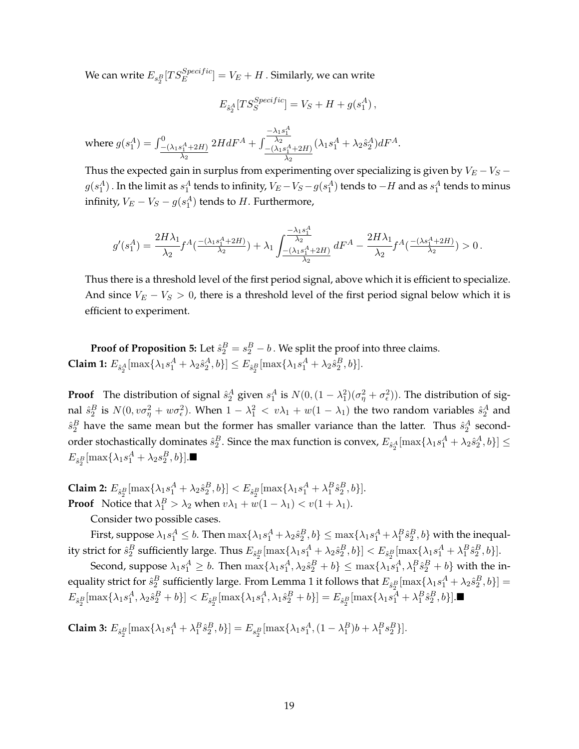We can write $E_{s_2^B}[TS_E^{Specific}] = V_E + H$ . Similarly, we can write

$$E_{\hat{s}_2^A}[TS_S^{Specific}] = V_S + H + g(s_1^A)\,,$$

where $g(s_1^A) = \int_{\frac{-(\lambda_1 s_1^A + 2H)}{\lambda_2}}^{0} 2H dF^A + \int_{\frac{-(\lambda_1 s_1^A + 2H)}{\lambda_2}}^{\frac{-\lambda_1 s_1^A}{\lambda_2}} (\lambda_1 s_1^A + \lambda_2 \hat{s}_2^A) dF^A$.

Thus the expected gain in surplus from experimenting over specializing is given by $V_E - V_S - g(s_1^A)$ . In the limit as $s_1^A$ tends to infinity, $V_E - V_S - g(s_1^A)$ tends to $-H$ and as $s_1^A$ tends to minus infinity, $V_E - V_S - g(s_1^A)$ tends to $H$. Furthermore,

$$g'(s_1^A) = \frac{2H\lambda_1}{\lambda_2} f^A(\tfrac{-(\lambda_1 s_1^A + 2H)}{\lambda_2}) + \lambda_1 \int_{\frac{-(\lambda_1 s_1^A + 2H)}{\lambda_2}}^{\frac{-\lambda_1 s_1^A}{\lambda_2}} dF^A - \frac{2H\lambda_1}{\lambda_2} f^A(\tfrac{-(\lambda s_1^A + 2H)}{\lambda_2}) > 0\,.$$

Thus there is a threshold level of the first period signal, above which it is efficient to specialize. And since $V_E - V_S > 0$, there is a threshold level of the first period signal below which it is efficient to experiment.

**Proof of Proposition 5:** Let $\hat{s}_2^B = s_2^B - b$ . We split the proof into three claims.

**Claim 1:** $E_{\hat{s}_2^A}[\max\{\lambda_1 s_1^A + \lambda_2 \hat{s}_2^A, b\}] \leq E_{\hat{s}_2^B}[\max\{\lambda_1 s_1^A + \lambda_2 \hat{s}_2^B, b\}]$.

**Proof** The distribution of signal $\hat{s}_2^A$ given $s_1^A$ is $N(0, (1-\lambda_1^2)(\sigma_\eta^2 + \sigma_\epsilon^2))$. The distribution of signal $\hat{s}_2^B$ is $N(0, v\sigma_\eta^2 + w\sigma_\epsilon^2)$. When $1 - \lambda_1^2 < v\lambda_1 + w(1-\lambda_1)$ the two random variables $\hat{s}_2^A$ and $\hat{s}_2^B$ have the same mean but the former has smaller variance than the latter. Thus $\hat{s}_2^A$ second-order stochastically dominates $\hat{s}_2^B$. Since the max function is convex, $E_{\hat{s}_2^A}[\max\{\lambda_1 s_1^A + \lambda_2 \hat{s}_2^A, b\}] \leq E_{\hat{s}_2^B}[\max\{\lambda_1 s_1^A + \lambda_2 s_2^B, b\}]$.■

**Claim 2:** $E_{\hat{s}_2^B}[\max\{\lambda_1 s_1^A + \lambda_2 \hat{s}_2^B, b\}] < E_{\hat{s}_2^B}[\max\{\lambda_1 s_1^A + \lambda_1^B \hat{s}_2^B, b\}]$.

**Proof** Notice that $\lambda_1^B > \lambda_2$ when $v\lambda_1 + w(1-\lambda_1) < v(1+\lambda_1)$.

Consider two possible cases.

First, suppose $\lambda_1 s_1^A \leq b$. Then $\max\{\lambda_1 s_1^A + \lambda_2 \hat{s}_2^B, b\} \leq \max\{\lambda_1 s_1^A + \lambda_1^B \hat{s}_2^B, b\}$ with the inequality strict for $\hat{s}_2^B$ sufficiently large. Thus $E_{\hat{s}_2^B}[\max\{\lambda_1 s_1^A + \lambda_2 \hat{s}_2^B, b\}] < E_{\hat{s}_2^B}[\max\{\lambda_1 s_1^A + \lambda_1^B \hat{s}_2^B, b\}]$.

Second, suppose $\lambda_1 s_1^A \geq b$. Then $\max\{\lambda_1 s_1^A, \lambda_2 \hat{s}_2^B + b\} \leq \max\{\lambda_1 s_1^A, \lambda_1^B \hat{s}_2^B + b\}$ with the inequality strict for $\hat{s}_2^B$ sufficiently large. From Lemma 1 it follows that $E_{\hat{s}_2^B}[\max\{\lambda_1 s_1^A + \lambda_2 \hat{s}_2^B, b\}] = E_{\hat{s}_2^B}[\max\{\lambda_1 s_1^A, \lambda_2 \hat{s}_2^B + b\}] < E_{\hat{s}_2^B}[\max\{\lambda_1 s_1^A, \lambda_1 \hat{s}_2^B + b\}] = E_{\hat{s}_2^B}[\max\{\lambda_1 s_1^A + \lambda_1^B \hat{s}_2^B, b\}]$.■

**Claim 3:** $E_{\hat{s}_2^B}[\max\{\lambda_1 s_1^A + \lambda_1^B \hat{s}_2^B, b\}] = E_{s_2^B}[\max\{\lambda_1 s_1^A, (1-\lambda_1^B)b + \lambda_1^B s_2^B\}]$.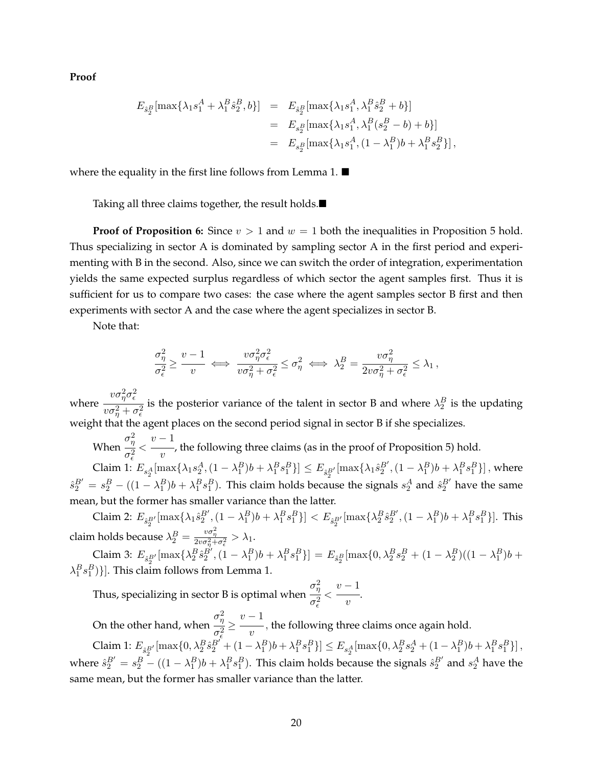**Proof**

$$
\begin{aligned}
E_{\hat{s}_2^B}[\max\{\lambda_1 s_1^A + \lambda_1^B \hat{s}_2^B, b\}] &= E_{\hat{s}_2^B}[\max\{\lambda_1 s_1^A, \lambda_1^B \hat{s}_2^B + b\}] \\
&= E_{s_2^B}[\max\{\lambda_1 s_1^A, \lambda_1^B (s_2^B - b) + b\}] \\
&= E_{s_2^B}[\max\{\lambda_1 s_1^A, (1-\lambda_1^B) b + \lambda_1^B s_2^B\}]\,,
\end{aligned}
$$

where the equality in the first line follows from Lemma 1. ■

Taking all three claims together, the result holds.■

**Proof of Proposition 6:** Since $v > 1$ and $w = 1$ both the inequalities in Proposition 5 hold. Thus specializing in sector A is dominated by sampling sector A in the first period and experimenting with B in the second. Also, since we can switch the order of integration, experimentation yields the same expected surplus regardless of which sector the agent samples first. Thus it is sufficient for us to compare two cases: the case where the agent samples sector B first and then experiments with sector A and the case where the agent specializes in sector B.

Note that:

$$
\frac{\sigma_\eta^2}{\sigma_\epsilon^2} \geq \frac{v-1}{v} \iff \frac{v\sigma_\eta^2 \sigma_\epsilon^2}{v\sigma_\eta^2 + \sigma_\epsilon^2} \leq \sigma_\eta^2 \iff \lambda_2^B = \frac{v\sigma_\eta^2}{2v\sigma_\eta^2 + \sigma_\epsilon^2} \leq \lambda_1\,,
$$

where $\dfrac{v\sigma_\eta^2 \sigma_\epsilon^2}{v\sigma_\eta^2 + \sigma_\epsilon^2}$ is the posterior variance of the talent in sector B and where $\lambda_2^B$ is the updating weight that the agent places on the second period signal in sector B if she specializes.

When $\dfrac{\sigma_\eta^2}{\sigma_\epsilon^2} < \dfrac{v-1}{v}$, the following three claims (as in the proof of Proposition 5) hold.

Claim 1: $E_{s_2^A}[\max\{\lambda_1 s_2^A, (1-\lambda_1^B)b + \lambda_1^B s_1^B\}] \leq E_{\hat{s}_2^{B'}}[\max\{\lambda_1 \hat{s}_2^{B'}, (1-\lambda_1^B)b + \lambda_1^B s_1^B\}]$, where $\hat{s}_2^{B'} = s_2^B - ((1-\lambda_1^B)b + \lambda_1^B s_1^B)$. This claim holds because the signals $s_2^A$ and $\hat{s}_2^{B'}$ have the same mean, but the former has smaller variance than the latter.

Claim 2: $E_{\hat{s}_2^{B'}}[\max\{\lambda_1 \hat{s}_2^{B'}, (1-\lambda_1^B)b + \lambda_1^B s_1^B\}] < E_{\hat{s}_2^{B'}}[\max\{\lambda_2^B \hat{s}_2^{B'}, (1-\lambda_1^B)b + \lambda_1^B s_1^B\}]$. This claim holds because $\lambda_2^B = \frac{v\sigma_\eta^2}{2v\sigma_\eta^2 + \sigma_\epsilon^2} > \lambda_1$.

Claim 3: $E_{\hat{s}_2^{B'}}[\max\{\lambda_2^B \hat{s}_2^{B'}, (1-\lambda_1^B)b + \lambda_1^B s_1^B\}] = E_{\hat{s}_2^B}[\max\{0, \lambda_2^B s_2^B + (1-\lambda_2^B)((1-\lambda_1^B)b + \lambda_1^B s_1^B)\}]$. This claim follows from Lemma 1.

Thus, specializing in sector B is optimal when $\dfrac{\sigma_\eta^2}{\sigma_\epsilon^2} < \dfrac{v-1}{v}$.

On the other hand, when $\dfrac{\sigma_\eta^2}{\sigma_\epsilon^2} \geq \dfrac{v-1}{v}$, the following three claims once again hold.

Claim 1: $E_{\hat{s}_2^{B'}}[\max\{0, \lambda_2^B \hat{s}_2^{B'} + (1-\lambda_1^B)b + \lambda_1^B s_1^B\}] \leq E_{s_2^A}[\max\{0, \lambda_2^B s_2^A + (1-\lambda_1^B)b + \lambda_1^B s_1^B\}]$, where $\hat{s}_2^{B'} = s_2^B - ((1-\lambda_1^B)b + \lambda_1^B s_1^B)$. This claim holds because the signals $\hat{s}_2^{B'}$ and $s_2^A$ have the same mean, but the former has smaller variance than the latter.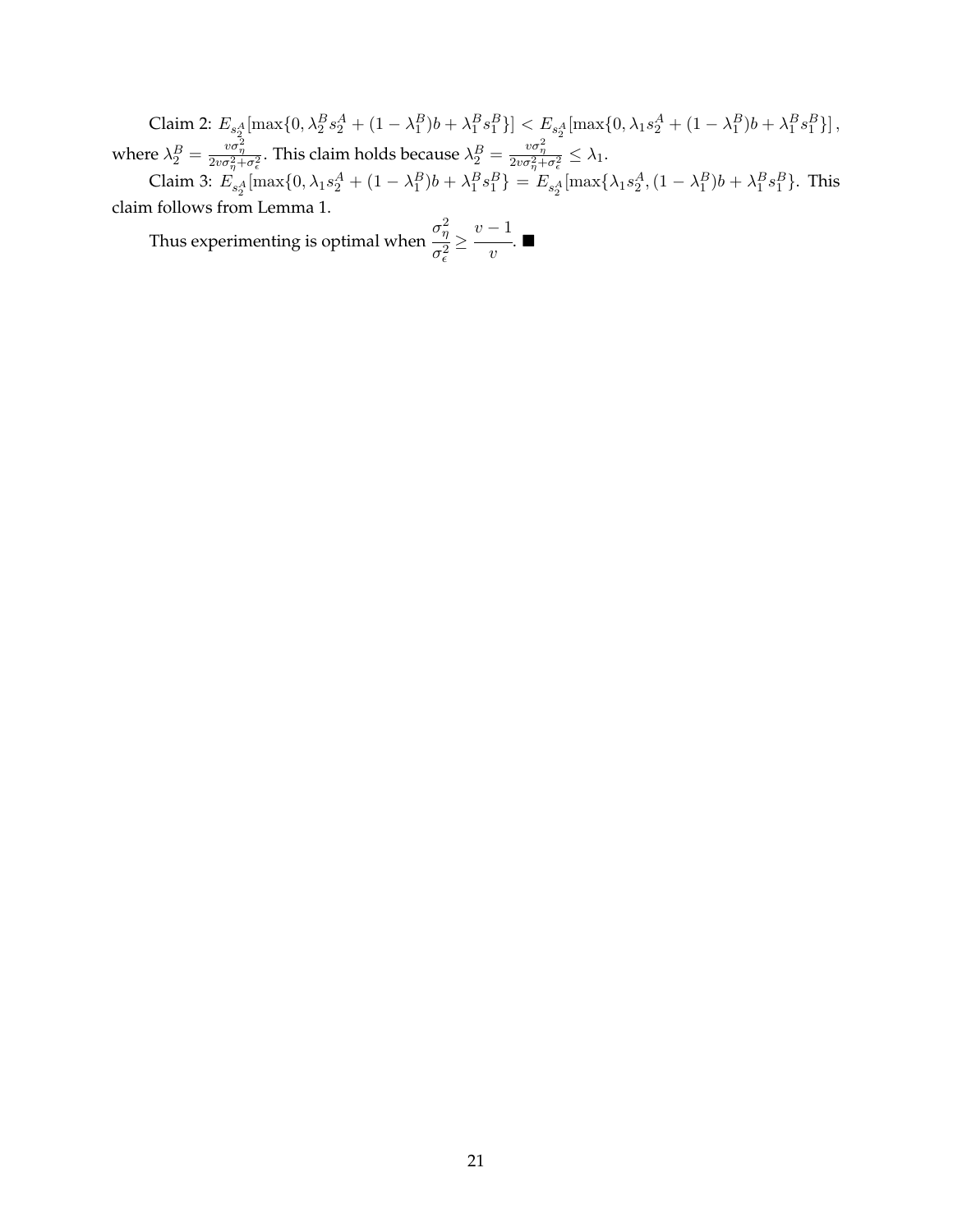Claim 2: $E_{s_2^A}[\max\{0, \lambda_2^B s_2^A + (1-\lambda_1^B)b + \lambda_1^B s_1^B\}] < E_{s_2^A}[\max\{0, \lambda_1 s_2^A + (1-\lambda_1^B)b + \lambda_1^B s_1^B\}]$, where $\lambda_2^B = \frac{v\sigma_\eta^2}{2v\sigma_\eta^2+\sigma_\epsilon^2}$. This claim holds because $\lambda_2^B = \frac{v\sigma_\eta^2}{2v\sigma_\eta^2+\sigma_\epsilon^2} \leq \lambda_1$.

Claim 3: $E_{s_2^A}[\max\{0, \lambda_1 s_2^A + (1-\lambda_1^B)b + \lambda_1^B s_1^B\} = E_{s_2^A}[\max\{\lambda_1 s_2^A, (1-\lambda_1^B)b + \lambda_1^B s_1^B\}$. This claim follows from Lemma 1.

Thus experimenting is optimal when $\dfrac{\sigma_\eta^2}{\sigma_\epsilon^2} \geq \dfrac{v-1}{v}$. ■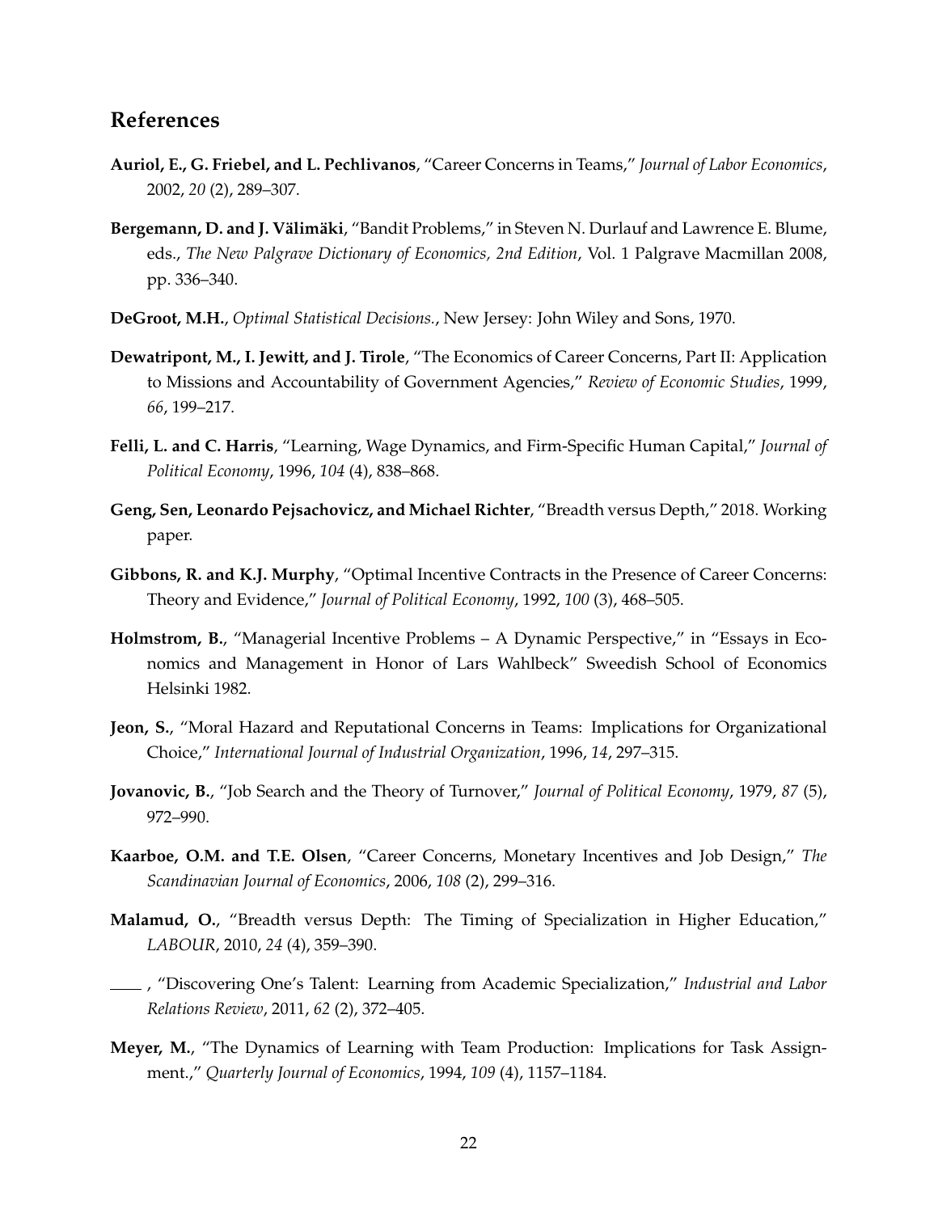## References

**Auriol, E., G. Friebel, and L. Pechlivanos**, "Career Concerns in Teams," *Journal of Labor Economics*, 2002, *20* (2), 289–307.

**Bergemann, D. and J. Välimäki**, "Bandit Problems," in Steven N. Durlauf and Lawrence E. Blume, eds., *The New Palgrave Dictionary of Economics, 2nd Edition*, Vol. 1 Palgrave Macmillan 2008, pp. 336–340.

**DeGroot, M.H.**, *Optimal Statistical Decisions.*, New Jersey: John Wiley and Sons, 1970.

**Dewatripont, M., I. Jewitt, and J. Tirole**, "The Economics of Career Concerns, Part II: Application to Missions and Accountability of Government Agencies," *Review of Economic Studies*, 1999, *66*, 199–217.

**Felli, L. and C. Harris**, "Learning, Wage Dynamics, and Firm-Specific Human Capital," *Journal of Political Economy*, 1996, *104* (4), 838–868.

**Geng, Sen, Leonardo Pejsachovicz, and Michael Richter**, "Breadth versus Depth," 2018. Working paper.

**Gibbons, R. and K.J. Murphy**, "Optimal Incentive Contracts in the Presence of Career Concerns: Theory and Evidence," *Journal of Political Economy*, 1992, *100* (3), 468–505.

**Holmstrom, B.**, "Managerial Incentive Problems – A Dynamic Perspective," in "Essays in Economics and Management in Honor of Lars Wahlbeck" Sweedish School of Economics Helsinki 1982.

**Jeon, S.**, "Moral Hazard and Reputational Concerns in Teams: Implications for Organizational Choice," *International Journal of Industrial Organization*, 1996, *14*, 297–315.

**Jovanovic, B.**, "Job Search and the Theory of Turnover," *Journal of Political Economy*, 1979, *87* (5), 972–990.

**Kaarboe, O.M. and T.E. Olsen**, "Career Concerns, Monetary Incentives and Job Design," *The Scandinavian Journal of Economics*, 2006, *108* (2), 299–316.

**Malamud, O.**, "Breadth versus Depth: The Timing of Specialization in Higher Education," *LABOUR*, 2010, *24* (4), 359–390.

\_\_\_\_ , "Discovering One's Talent: Learning from Academic Specialization," *Industrial and Labor Relations Review*, 2011, *62* (2), 372–405.

**Meyer, M.**, "The Dynamics of Learning with Team Production: Implications for Task Assignment.," *Quarterly Journal of Economics*, 1994, *109* (4), 1157–1184.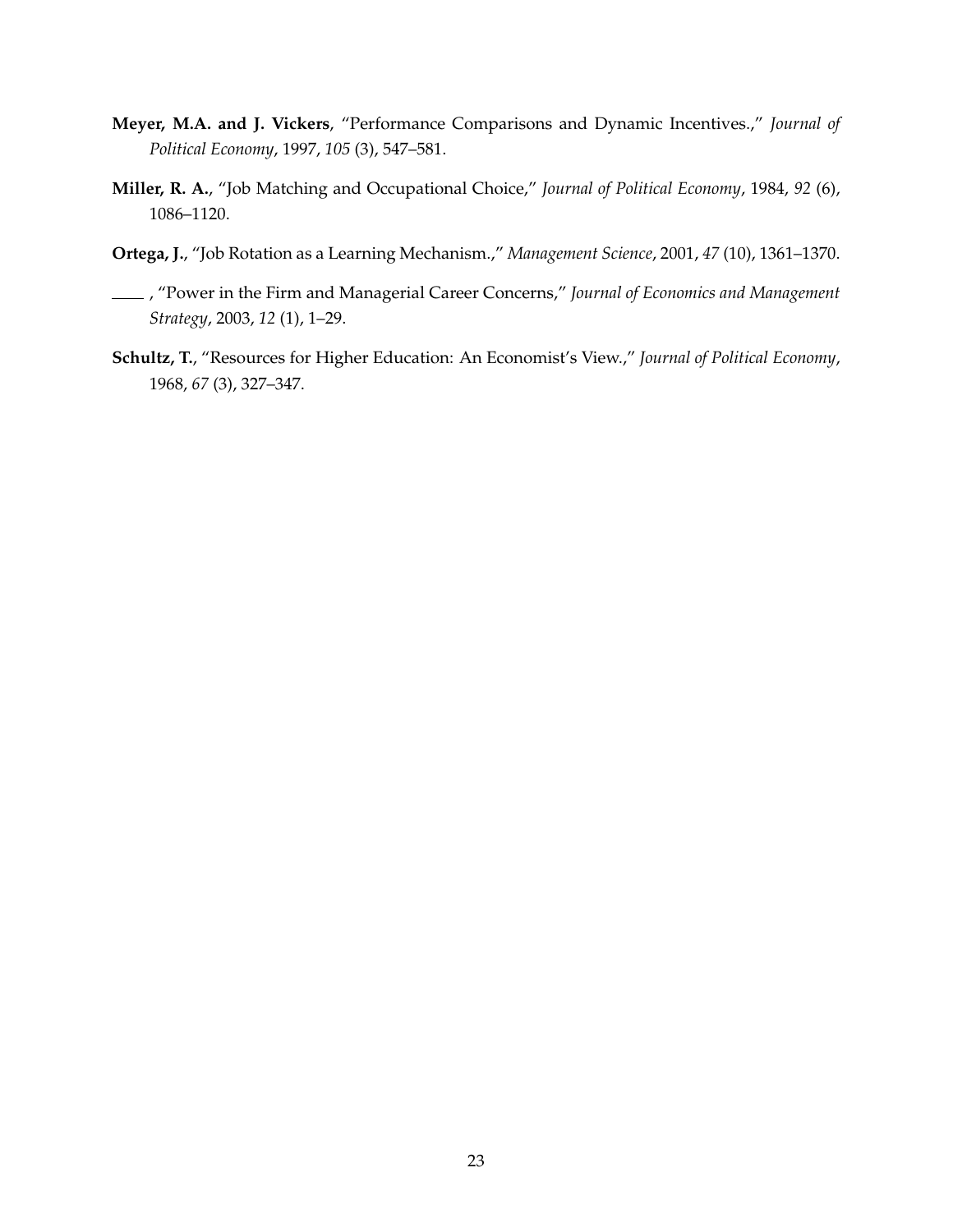**Meyer, M.A. and J. Vickers**, "Performance Comparisons and Dynamic Incentives.," *Journal of Political Economy*, 1997, *105* (3), 547–581.

**Miller, R. A.**, "Job Matching and Occupational Choice," *Journal of Political Economy*, 1984, *92* (6), 1086–1120.

**Ortega, J.**, "Job Rotation as a Learning Mechanism.," *Management Science*, 2001, *47* (10), 1361–1370.

———, "Power in the Firm and Managerial Career Concerns," *Journal of Economics and Management Strategy*, 2003, *12* (1), 1–29.

**Schultz, T.**, "Resources for Higher Education: An Economist's View.," *Journal of Political Economy*, 1968, *67* (3), 327–347.